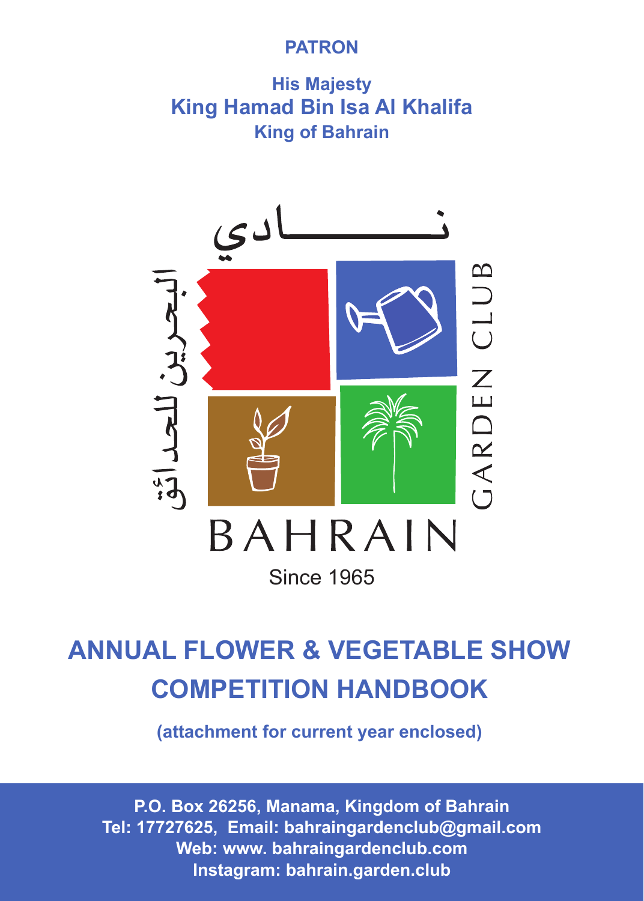**PATRON**

**His Majesty**
**King Hamad Bin Isa Al Khalifa**
**King of Bahrain**

نـــــــادي البحرين للحدائق

BAHRAIN GARDEN CLUB

Since 1965

# ANNUAL FLOWER & VEGETABLE SHOW COMPETITION HANDBOOK

**(attachment for current year enclosed)**

**P.O. Box 26256, Manama, Kingdom of Bahrain**
**Tel: 17727625, Email: bahraingardenclub@gmail.com**
**Web: www. bahraingardenclub.com**
**Instagram: bahrain.garden.club**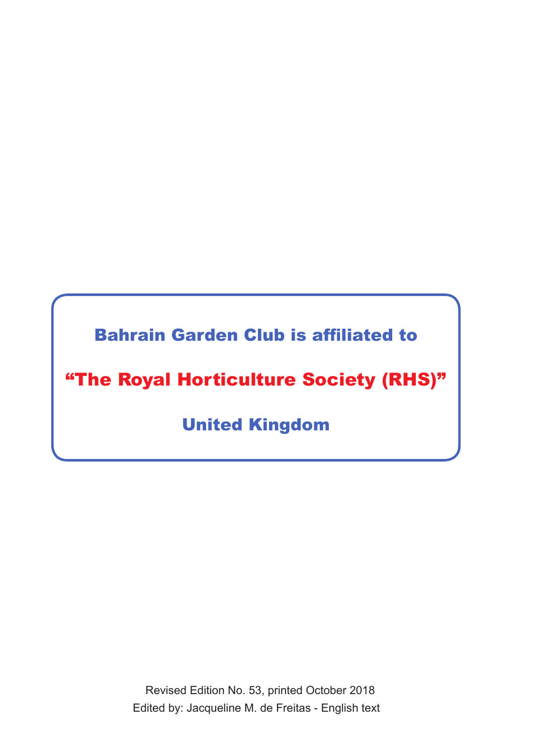**Bahrain Garden Club is affiliated to**

**“The Royal Horticulture Society (RHS)”**

**United Kingdom**

Revised Edition No. 53, printed October 2018

Edited by: Jacqueline M. de Freitas - English text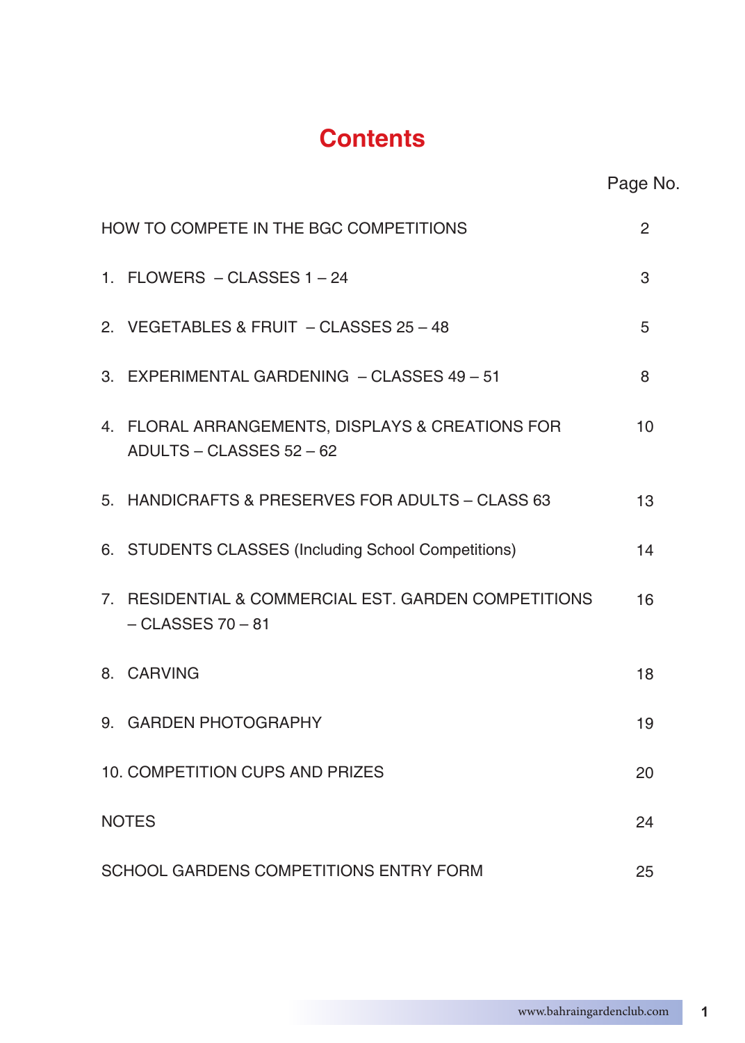# Contents

| | Page No. |
|---|---|
| HOW TO COMPETE IN THE BGC COMPETITIONS | 2 |
| 1. FLOWERS – CLASSES 1 – 24 | 3 |
| 2. VEGETABLES & FRUIT – CLASSES 25 – 48 | 5 |
| 3. EXPERIMENTAL GARDENING – CLASSES 49 – 51 | 8 |
| 4. FLORAL ARRANGEMENTS, DISPLAYS & CREATIONS FOR ADULTS – CLASSES 52 – 62 | 10 |
| 5. HANDICRAFTS & PRESERVES FOR ADULTS – CLASS 63 | 13 |
| 6. STUDENTS CLASSES (Including School Competitions) | 14 |
| 7. RESIDENTIAL & COMMERCIAL EST. GARDEN COMPETITIONS – CLASSES 70 – 81 | 16 |
| 8. CARVING | 18 |
| 9. GARDEN PHOTOGRAPHY | 19 |
| 10. COMPETITION CUPS AND PRIZES | 20 |
| NOTES | 24 |
| SCHOOL GARDENS COMPETITIONS ENTRY FORM | 25 |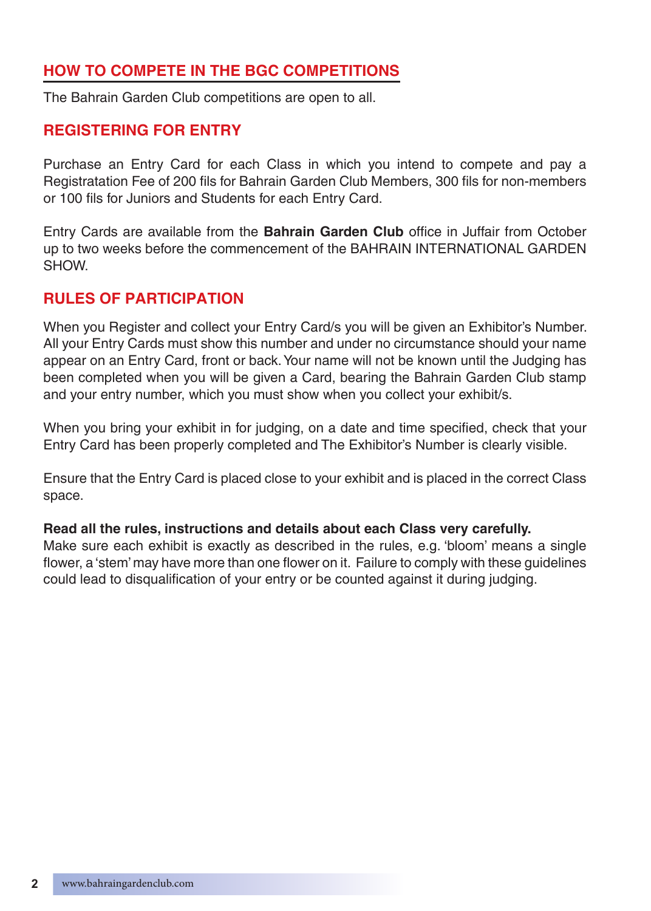## HOW TO COMPETE IN THE BGC COMPETITIONS

The Bahrain Garden Club competitions are open to all.

### REGISTERING FOR ENTRY

Purchase an Entry Card for each Class in which you intend to compete and pay a Registratation Fee of 200 fils for Bahrain Garden Club Members, 300 fils for non-members or 100 fils for Juniors and Students for each Entry Card.

Entry Cards are available from the **Bahrain Garden Club** office in Juffair from October up to two weeks before the commencement of the BAHRAIN INTERNATIONAL GARDEN SHOW.

### RULES OF PARTICIPATION

When you Register and collect your Entry Card/s you will be given an Exhibitor's Number. All your Entry Cards must show this number and under no circumstance should your name appear on an Entry Card, front or back. Your name will not be known until the Judging has been completed when you will be given a Card, bearing the Bahrain Garden Club stamp and your entry number, which you must show when you collect your exhibit/s.

When you bring your exhibit in for judging, on a date and time specified, check that your Entry Card has been properly completed and The Exhibitor's Number is clearly visible.

Ensure that the Entry Card is placed close to your exhibit and is placed in the correct Class space.

**Read all the rules, instructions and details about each Class very carefully.**
Make sure each exhibit is exactly as described in the rules, e.g. 'bloom' means a single flower, a 'stem' may have more than one flower on it. Failure to comply with these guidelines could lead to disqualification of your entry or be counted against it during judging.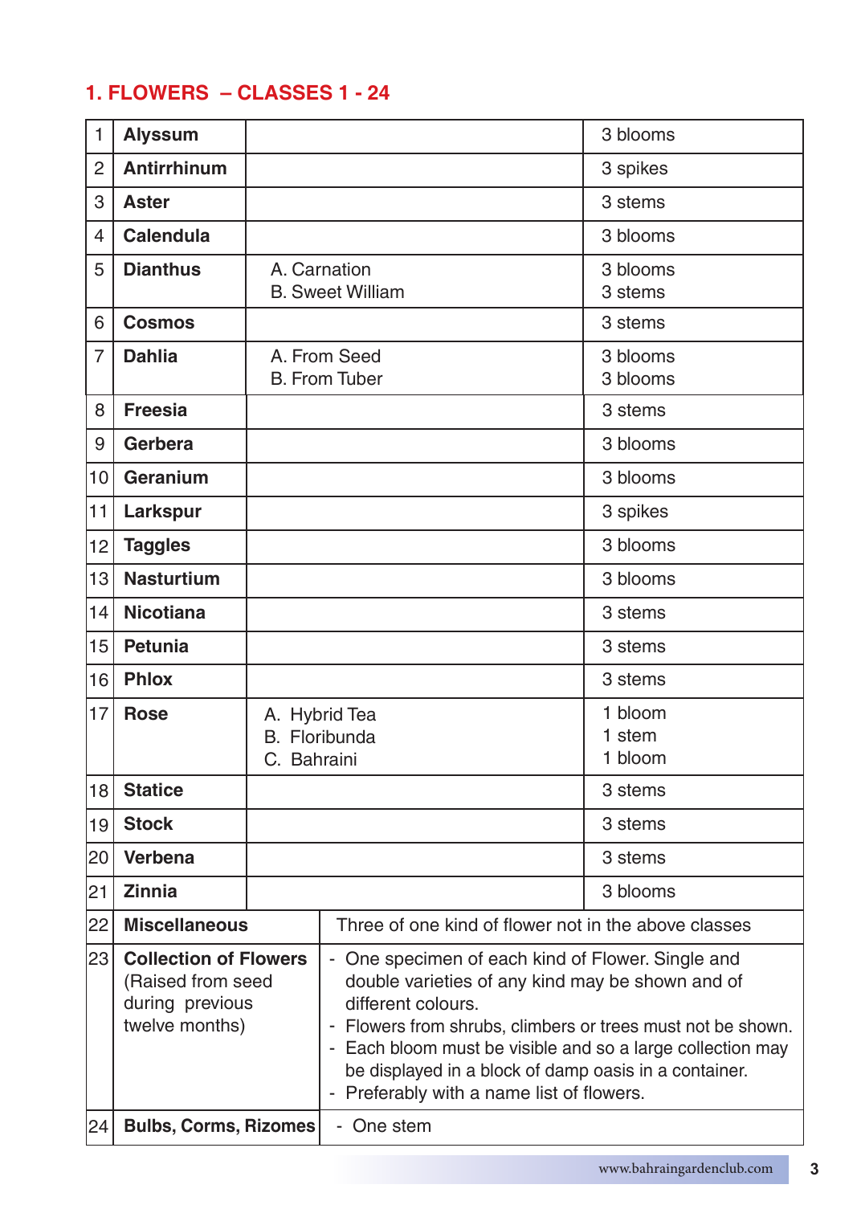## 1. FLOWERS – CLASSES 1 - 24

| | | | |
|---|---|---|---|
| 1 | **Alyssum** | | 3 blooms |
| 2 | **Antirrhinum** | | 3 spikes |
| 3 | **Aster** | | 3 stems |
| 4 | **Calendula** | | 3 blooms |
| 5 | **Dianthus** | A. Carnation<br>B. Sweet William | 3 blooms<br>3 stems |
| 6 | **Cosmos** | | 3 stems |
| 7 | **Dahlia** | A. From Seed<br>B. From Tuber | 3 blooms<br>3 blooms |
| 8 | **Freesia** | | 3 stems |
| 9 | **Gerbera** | | 3 blooms |
| 10 | **Geranium** | | 3 blooms |
| 11 | **Larkspur** | | 3 spikes |
| 12 | **Taggles** | | 3 blooms |
| 13 | **Nasturtium** | | 3 blooms |
| 14 | **Nicotiana** | | 3 stems |
| 15 | **Petunia** | | 3 stems |
| 16 | **Phlox** | | 3 stems |
| 17 | **Rose** | A. Hybrid Tea<br>B. Floribunda<br>C. Bahraini | 1 bloom<br>1 stem<br>1 bloom |
| 18 | **Statice** | | 3 stems |
| 19 | **Stock** | | 3 stems |
| 20 | **Verbena** | | 3 stems |
| 21 | **Zinnia** | | 3 blooms |
| 22 | **Miscellaneous** | Three of one kind of flower not in the above classes | |
| 23 | **Collection of Flowers** (Raised from seed during previous twelve months) | - One specimen of each kind of Flower. Single and double varieties of any kind may be shown and of different colours.<br>- Flowers from shrubs, climbers or trees must not be shown.<br>- Each bloom must be visible and so a large collection may be displayed in a block of damp oasis in a container.<br>- Preferably with a name list of flowers. | |
| 24 | **Bulbs, Corms, Rizomes** | - One stem | |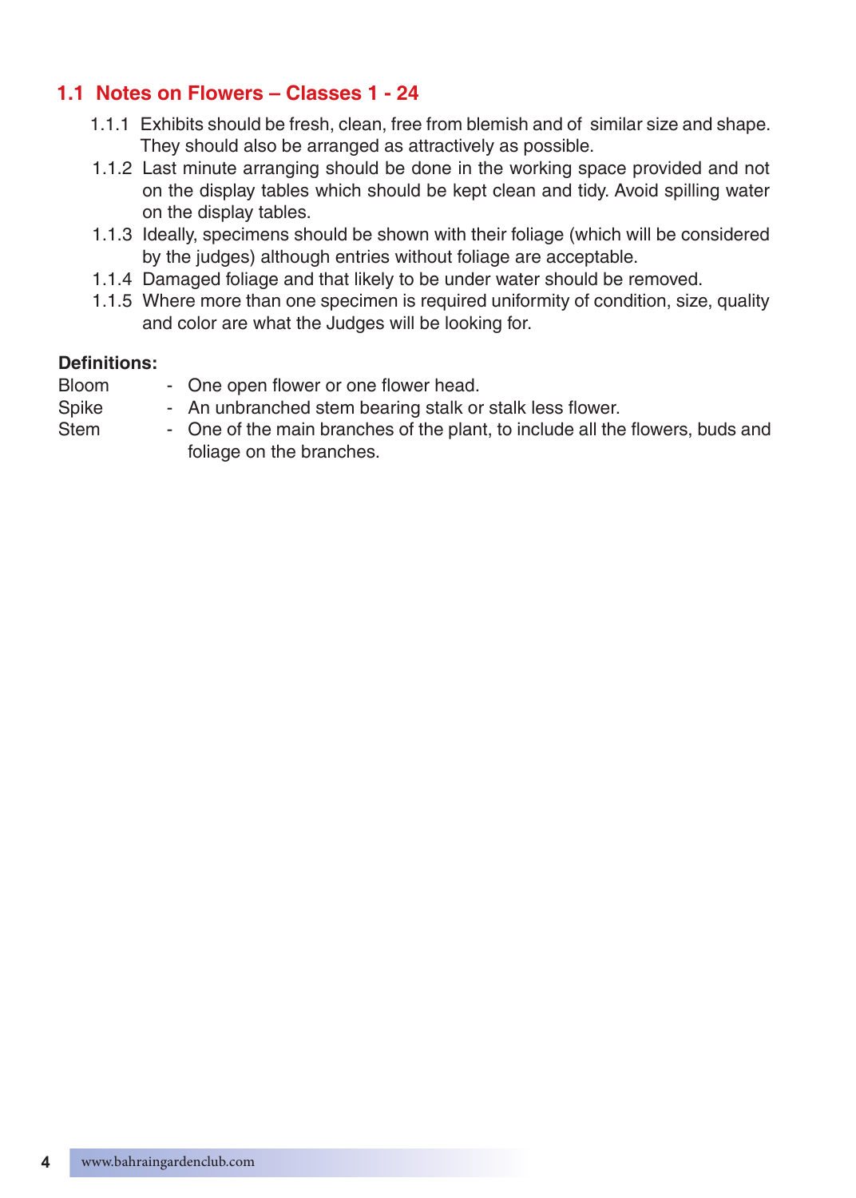## 1.1 Notes on Flowers – Classes 1 - 24

1.1.1 Exhibits should be fresh, clean, free from blemish and of similar size and shape. They should also be arranged as attractively as possible.

1.1.2 Last minute arranging should be done in the working space provided and not on the display tables which should be kept clean and tidy. Avoid spilling water on the display tables.

1.1.3 Ideally, specimens should be shown with their foliage (which will be considered by the judges) although entries without foliage are acceptable.

1.1.4 Damaged foliage and that likely to be under water should be removed.

1.1.5 Where more than one specimen is required uniformity of condition, size, quality and color are what the Judges will be looking for.

**Definitions:**

Bloom - One open flower or one flower head.

Spike - An unbranched stem bearing stalk or stalk less flower.

Stem - One of the main branches of the plant, to include all the flowers, buds and foliage on the branches.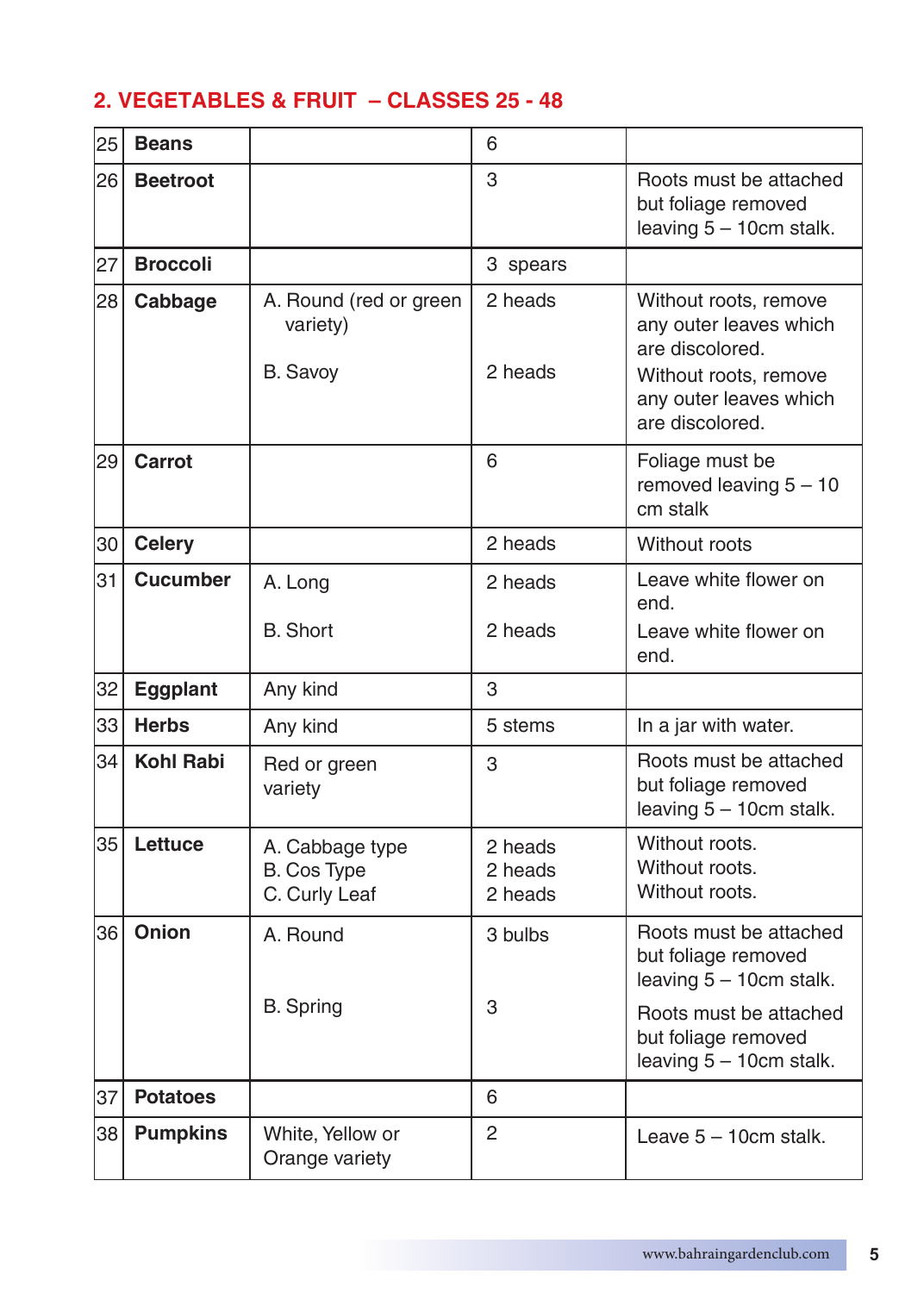## 2. VEGETABLES & FRUIT – CLASSES 25 - 48

| | | | | |
|---|---|---|---|---|
| 25 | **Beans** | | 6 | |
| 26 | **Beetroot** | | 3 | Roots must be attached but foliage removed leaving 5 – 10cm stalk. |
| 27 | **Broccoli** | | 3 spears | |
| 28 | **Cabbage** | A. Round (red or green variety)<br>B. Savoy | 2 heads<br>2 heads | Without roots, remove any outer leaves which are discolored.<br>Without roots, remove any outer leaves which are discolored. |
| 29 | **Carrot** | | 6 | Foliage must be removed leaving 5 – 10 cm stalk |
| 30 | **Celery** | | 2 heads | Without roots |
| 31 | **Cucumber** | A. Long<br>B. Short | 2 heads<br>2 heads | Leave white flower on end.<br>Leave white flower on end. |
| 32 | **Eggplant** | Any kind | 3 | |
| 33 | **Herbs** | Any kind | 5 stems | In a jar with water. |
| 34 | **Kohl Rabi** | Red or green variety | 3 | Roots must be attached but foliage removed leaving 5 – 10cm stalk. |
| 35 | **Lettuce** | A. Cabbage type<br>B. Cos Type<br>C. Curly Leaf | 2 heads<br>2 heads<br>2 heads | Without roots.<br>Without roots.<br>Without roots. |
| 36 | **Onion** | A. Round<br>B. Spring | 3 bulbs<br>3 | Roots must be attached but foliage removed leaving 5 – 10cm stalk.<br>Roots must be attached but foliage removed leaving 5 – 10cm stalk. |
| 37 | **Potatoes** | | 6 | |
| 38 | **Pumpkins** | White, Yellow or Orange variety | 2 | Leave 5 – 10cm stalk. |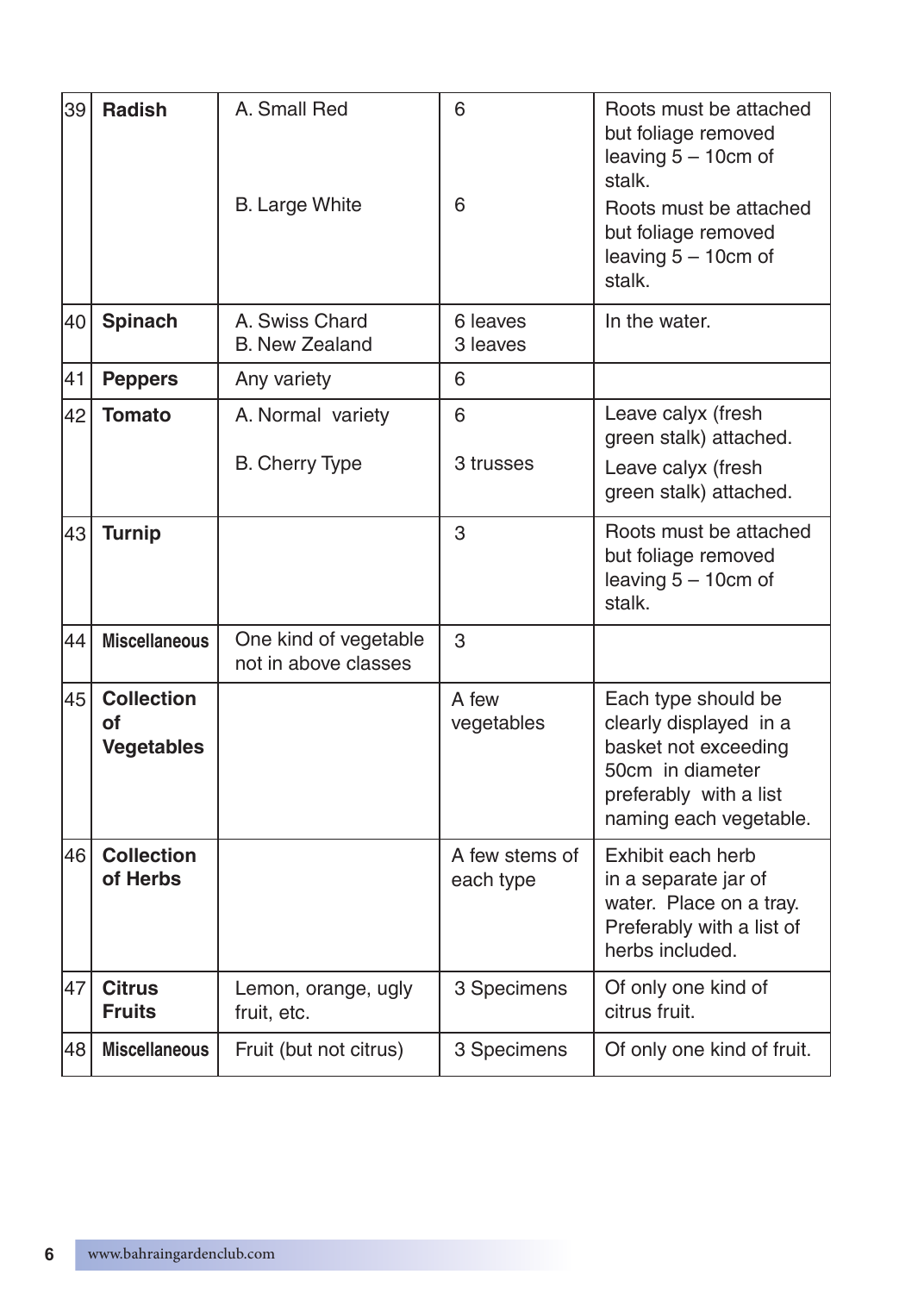| | | | | |
|---|---|---|---|---|
| 39 | **Radish** | A. Small Red<br><br>B. Large White | 6<br><br>6 | Roots must be attached but foliage removed leaving 5 – 10cm of stalk.<br>Roots must be attached but foliage removed leaving 5 – 10cm of stalk. |
| 40 | **Spinach** | A. Swiss Chard<br>B. New Zealand | 6 leaves<br>3 leaves | In the water. |
| 41 | **Peppers** | Any variety | 6 | |
| 42 | **Tomato** | A. Normal variety<br><br>B. Cherry Type | 6<br><br>3 trusses | Leave calyx (fresh green stalk) attached.<br>Leave calyx (fresh green stalk) attached. |
| 43 | **Turnip** | | 3 | Roots must be attached but foliage removed leaving 5 – 10cm of stalk. |
| 44 | **Miscellaneous** | One kind of vegetable not in above classes | 3 | |
| 45 | **Collection of Vegetables** | | A few vegetables | Each type should be clearly displayed in a basket not exceeding 50cm in diameter preferably with a list naming each vegetable. |
| 46 | **Collection of Herbs** | | A few stems of each type | Exhibit each herb in a separate jar of water. Place on a tray. Preferably with a list of herbs included. |
| 47 | **Citrus Fruits** | Lemon, orange, ugly fruit, etc. | 3 Specimens | Of only one kind of citrus fruit. |
| 48 | **Miscellaneous** | Fruit (but not citrus) | 3 Specimens | Of only one kind of fruit. |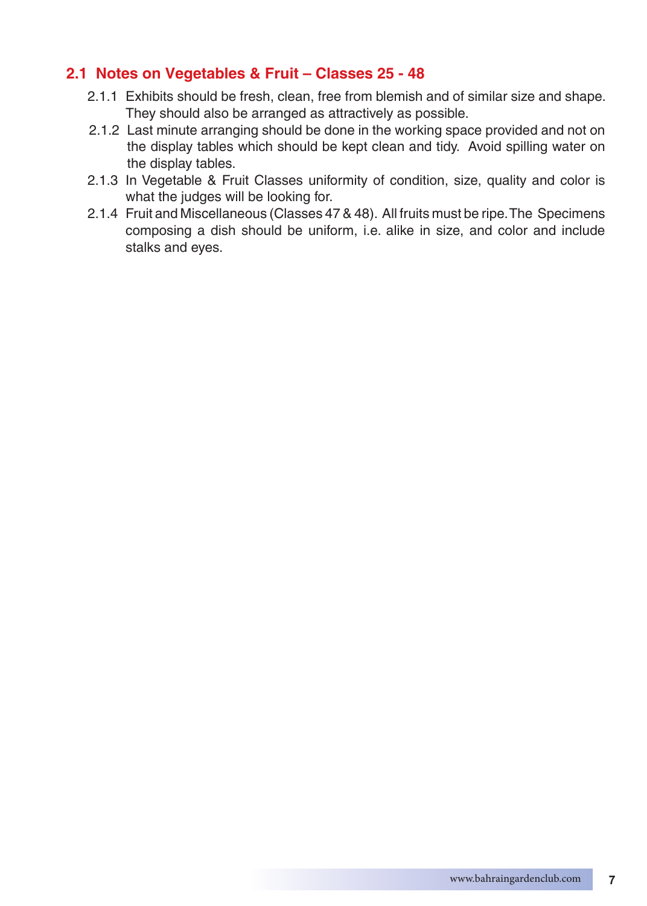## 2.1 Notes on Vegetables & Fruit – Classes 25 - 48

2.1.1 Exhibits should be fresh, clean, free from blemish and of similar size and shape. They should also be arranged as attractively as possible.

2.1.2 Last minute arranging should be done in the working space provided and not on the display tables which should be kept clean and tidy. Avoid spilling water on the display tables.

2.1.3 In Vegetable & Fruit Classes uniformity of condition, size, quality and color is what the judges will be looking for.

2.1.4 Fruit and Miscellaneous (Classes 47 & 48). All fruits must be ripe. The Specimens composing a dish should be uniform, i.e. alike in size, and color and include stalks and eyes.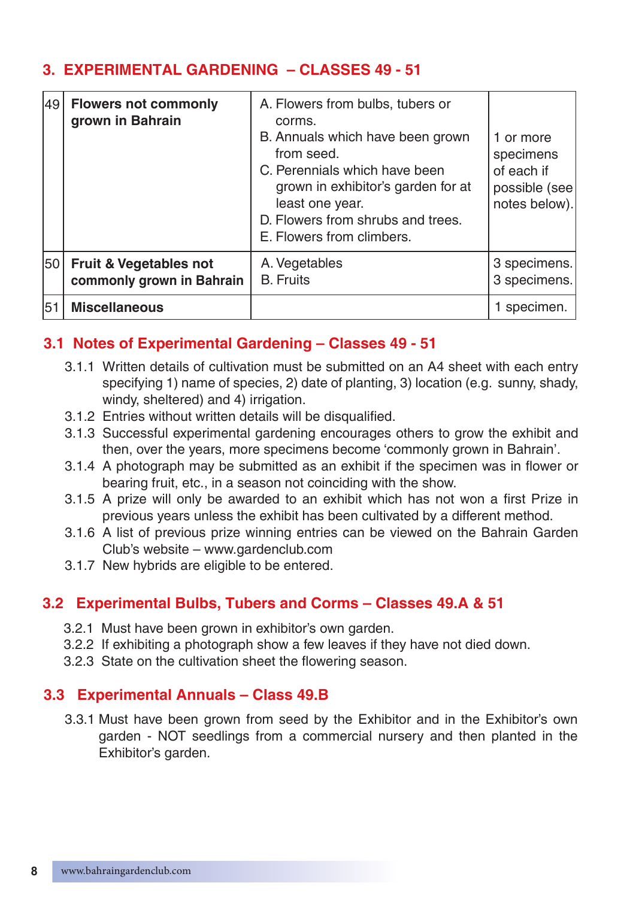## 3. EXPERIMENTAL GARDENING – CLASSES 49 - 51

| | | | |
|---|---|---|---|
| 49 | **Flowers not commonly grown in Bahrain** | A. Flowers from bulbs, tubers or corms.<br>B. Annuals which have been grown from seed.<br>C. Perennials which have been grown in exhibitor's garden for at least one year.<br>D. Flowers from shrubs and trees.<br>E. Flowers from climbers. | 1 or more specimens of each if possible (see notes below). |
| 50 | **Fruit & Vegetables not commonly grown in Bahrain** | A. Vegetables<br>B. Fruits | 3 specimens.<br>3 specimens. |
| 51 | **Miscellaneous** | | 1 specimen. |

### 3.1 Notes of Experimental Gardening – Classes 49 - 51

3.1.1 Written details of cultivation must be submitted on an A4 sheet with each entry specifying 1) name of species, 2) date of planting, 3) location (e.g. sunny, shady, windy, sheltered) and 4) irrigation.

3.1.2 Entries without written details will be disqualified.

3.1.3 Successful experimental gardening encourages others to grow the exhibit and then, over the years, more specimens become 'commonly grown in Bahrain'.

3.1.4 A photograph may be submitted as an exhibit if the specimen was in flower or bearing fruit, etc., in a season not coinciding with the show.

3.1.5 A prize will only be awarded to an exhibit which has not won a first Prize in previous years unless the exhibit has been cultivated by a different method.

3.1.6 A list of previous prize winning entries can be viewed on the Bahrain Garden Club's website – www.gardenclub.com

3.1.7 New hybrids are eligible to be entered.

### 3.2 Experimental Bulbs, Tubers and Corms – Classes 49.A & 51

3.2.1 Must have been grown in exhibitor's own garden.

3.2.2 If exhibiting a photograph show a few leaves if they have not died down.

3.2.3 State on the cultivation sheet the flowering season.

### 3.3 Experimental Annuals – Class 49.B

3.3.1 Must have been grown from seed by the Exhibitor and in the Exhibitor's own garden - NOT seedlings from a commercial nursery and then planted in the Exhibitor's garden.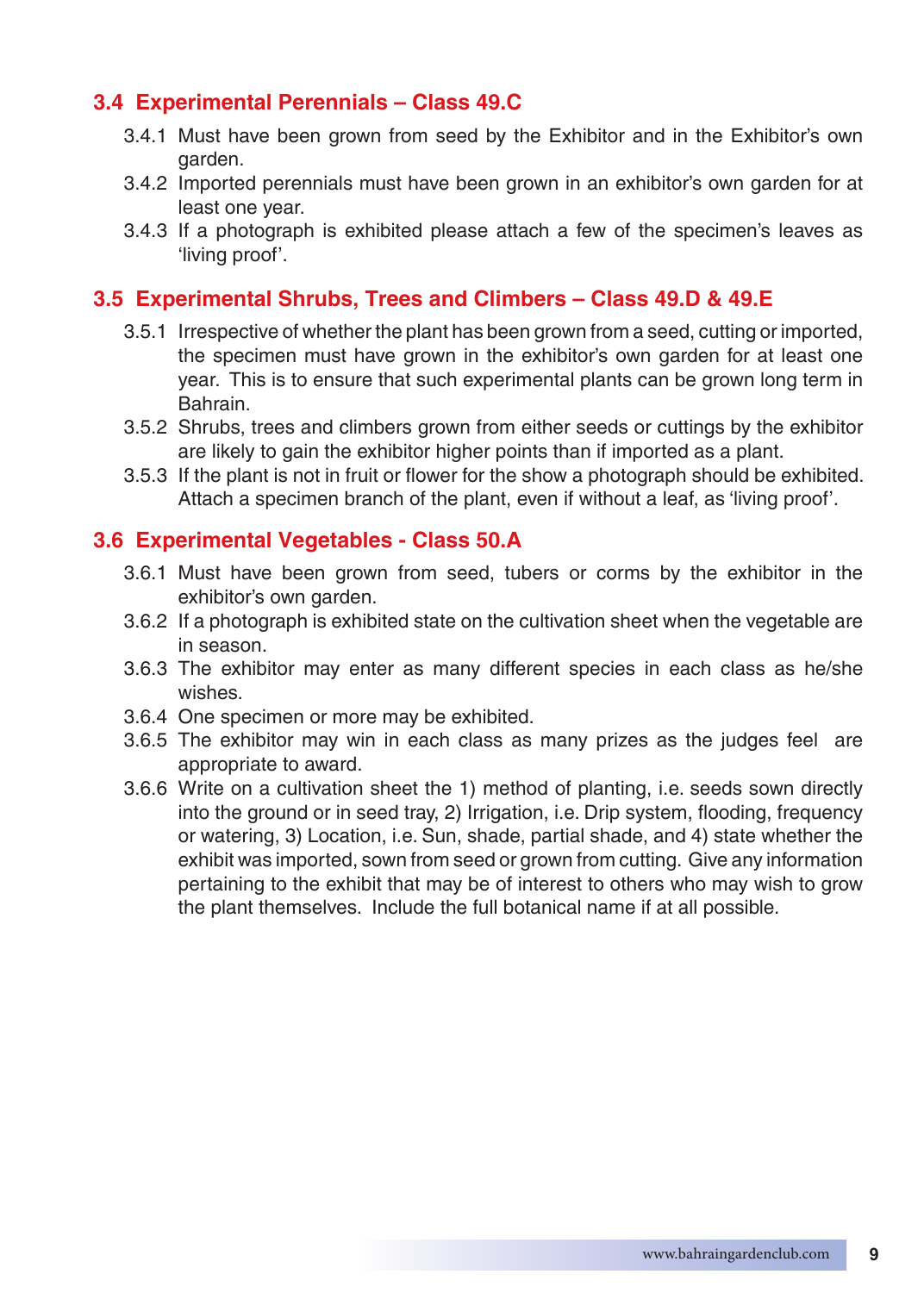## 3.4 Experimental Perennials – Class 49.C

3.4.1 Must have been grown from seed by the Exhibitor and in the Exhibitor's own garden.

3.4.2 Imported perennials must have been grown in an exhibitor's own garden for at least one year.

3.4.3 If a photograph is exhibited please attach a few of the specimen's leaves as 'living proof'.

## 3.5 Experimental Shrubs, Trees and Climbers – Class 49.D & 49.E

3.5.1 Irrespective of whether the plant has been grown from a seed, cutting or imported, the specimen must have grown in the exhibitor's own garden for at least one year. This is to ensure that such experimental plants can be grown long term in Bahrain.

3.5.2 Shrubs, trees and climbers grown from either seeds or cuttings by the exhibitor are likely to gain the exhibitor higher points than if imported as a plant.

3.5.3 If the plant is not in fruit or flower for the show a photograph should be exhibited. Attach a specimen branch of the plant, even if without a leaf, as 'living proof'.

## 3.6 Experimental Vegetables - Class 50.A

3.6.1 Must have been grown from seed, tubers or corms by the exhibitor in the exhibitor's own garden.

3.6.2 If a photograph is exhibited state on the cultivation sheet when the vegetable are in season.

3.6.3 The exhibitor may enter as many different species in each class as he/she wishes.

3.6.4 One specimen or more may be exhibited.

3.6.5 The exhibitor may win in each class as many prizes as the judges feel are appropriate to award.

3.6.6 Write on a cultivation sheet the 1) method of planting, i.e. seeds sown directly into the ground or in seed tray, 2) Irrigation, i.e. Drip system, flooding, frequency or watering, 3) Location, i.e. Sun, shade, partial shade, and 4) state whether the exhibit was imported, sown from seed or grown from cutting. Give any information pertaining to the exhibit that may be of interest to others who may wish to grow the plant themselves. Include the full botanical name if at all possible.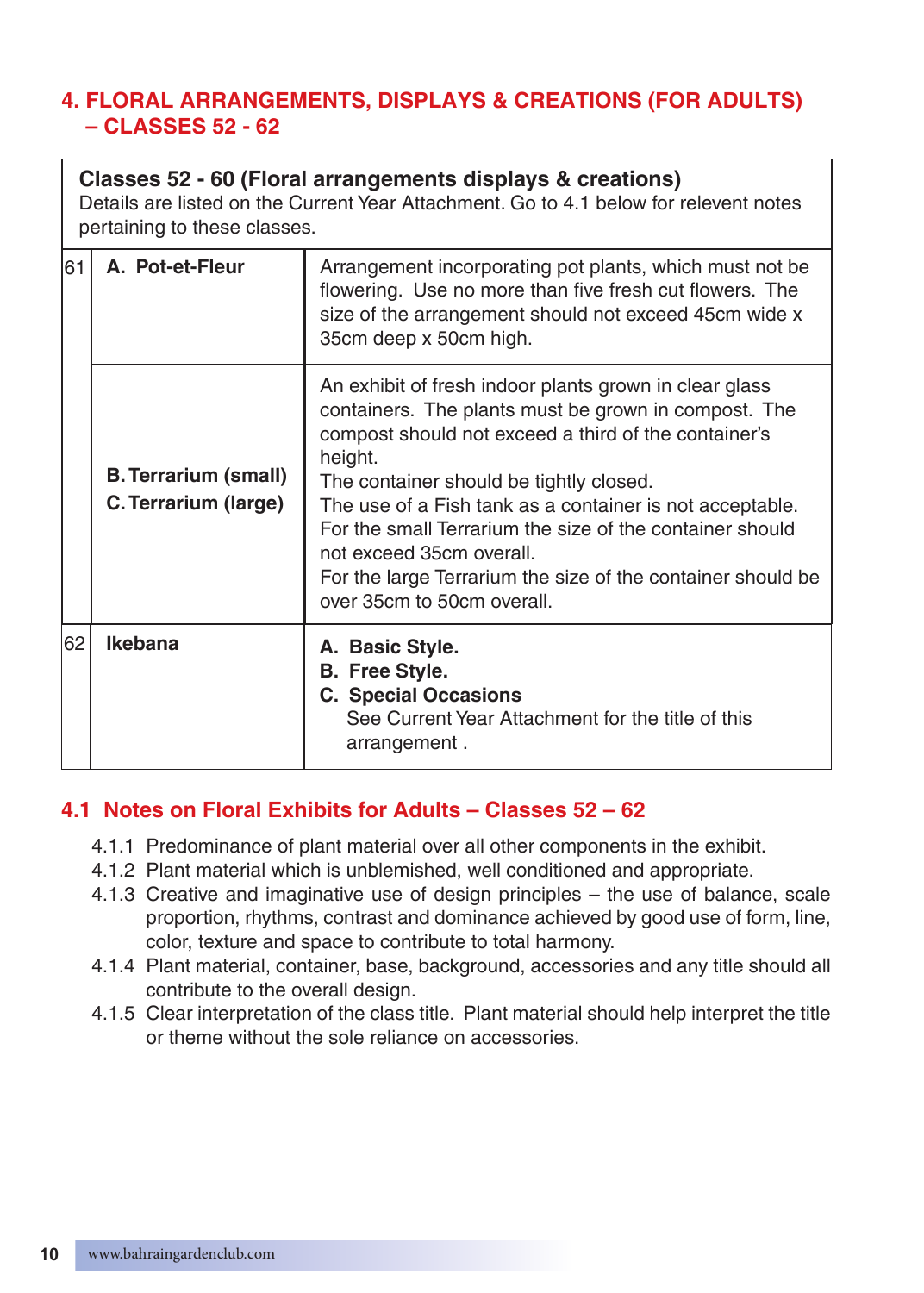## 4. FLOORAL ARRANGEMENTS, DISPLAYS & CREATIONS (FOR ADULTS) – CLASSES 52 - 62

## 4. FLORAL ARRANGEMENTS, DISPLAYS & CREATIONS (FOR ADULTS) – CLASSES 52 - 62

| | | |
|---|---|---|
| **Classes 52 - 60 (Floral arrangements displays & creations)**<br>Details are listed on the Current Year Attachment. Go to 4.1 below for relevent notes pertaining to these classes. | | |
| 61 | **A. Pot-et-Fleur** | Arrangement incorporating pot plants, which must not be flowering. Use no more than five fresh cut flowers. The size of the arrangement should not exceed 45cm wide x 35cm deep x 50cm high. |
| | **B. Terrarium (small)**<br>**C. Terrarium (large)** | An exhibit of fresh indoor plants grown in clear glass containers. The plants must be grown in compost. The compost should not exceed a third of the container's height.<br>The container should be tightly closed.<br>The use of a Fish tank as a container is not acceptable.<br>For the small Terrarium the size of the container should not exceed 35cm overall.<br>For the large Terrarium the size of the container should be over 35cm to 50cm overall. |
| 62 | **Ikebana** | **A. Basic Style.**<br>**B. Free Style.**<br>**C. Special Occasions**<br>See Current Year Attachment for the title of this arrangement . |

### 4.1 Notes on Floral Exhibits for Adults – Classes 52 – 62

4.1.1 Predominance of plant material over all other components in the exhibit.

4.1.2 Plant material which is unblemished, well conditioned and appropriate.

4.1.3 Creative and imaginative use of design principles – the use of balance, scale proportion, rhythms, contrast and dominance achieved by good use of form, line, color, texture and space to contribute to total harmony.

4.1.4 Plant material, container, base, background, accessories and any title should all contribute to the overall design.

4.1.5 Clear interpretation of the class title. Plant material should help interpret the title or theme without the sole reliance on accessories.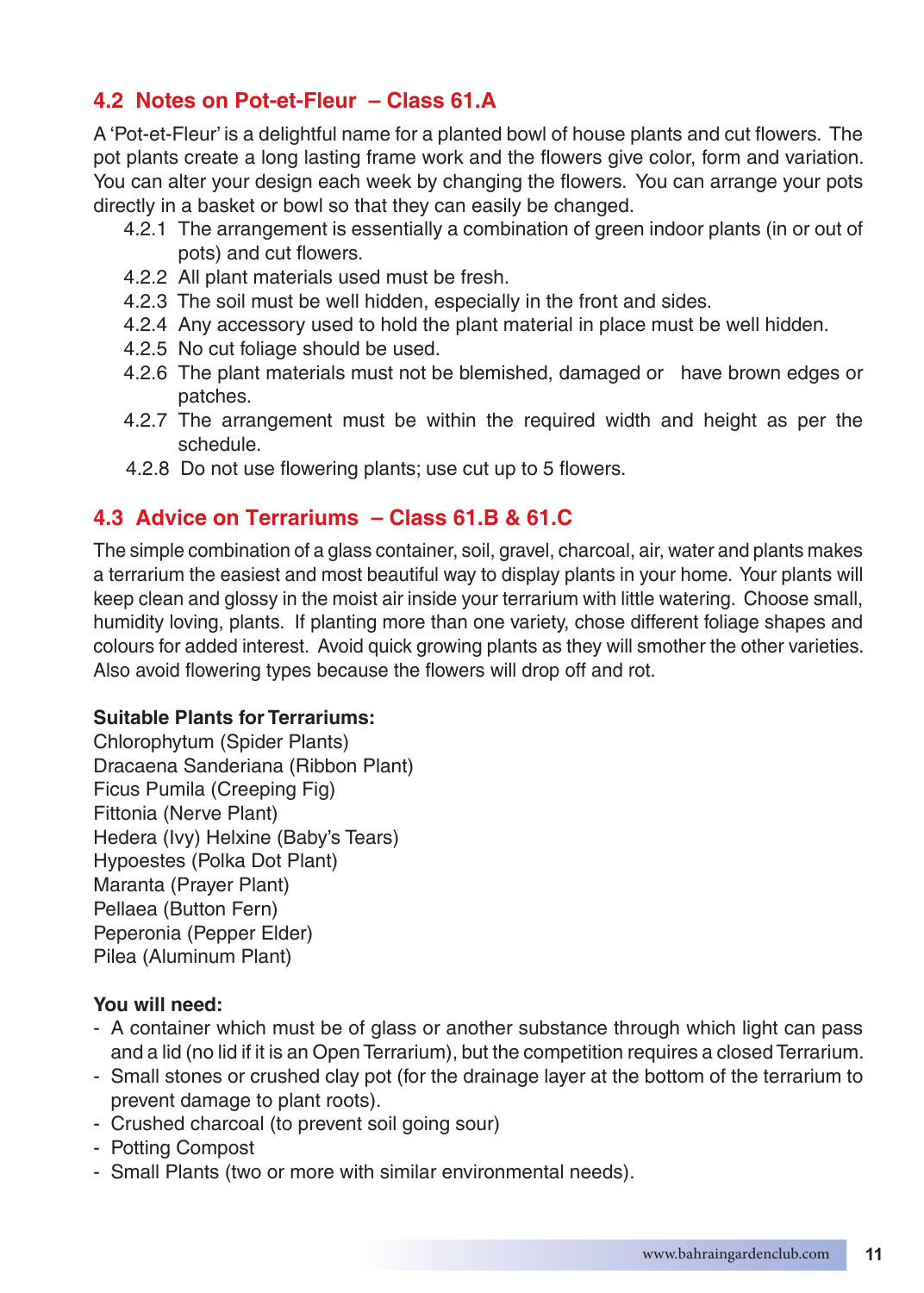## 4.2 Notes on Pot-et-Fleur – Class 61.A

A 'Pot-et-Fleur' is a delightful name for a planted bowl of house plants and cut flowers. The pot plants create a long lasting frame work and the flowers give color, form and variation. You can alter your design each week by changing the flowers. You can arrange your pots directly in a basket or bowl so that they can easily be changed.

- 4.2.1 The arrangement is essentially a combination of green indoor plants (in or out of pots) and cut flowers.
- 4.2.2 All plant materials used must be fresh.
- 4.2.3 The soil must be well hidden, especially in the front and sides.
- 4.2.4 Any accessory used to hold the plant material in place must be well hidden.
- 4.2.5 No cut foliage should be used.
- 4.2.6 The plant materials must not be blemished, damaged or have brown edges or patches.
- 4.2.7 The arrangement must be within the required width and height as per the schedule.
- 4.2.8 Do not use flowering plants; use cut up to 5 flowers.

## 4.3 Advice on Terrariums – Class 61.B & 61.C

The simple combination of a glass container, soil, gravel, charcoal, air, water and plants makes a terrarium the easiest and most beautiful way to display plants in your home. Your plants will keep clean and glossy in the moist air inside your terrarium with little watering. Choose small, humidity loving, plants. If planting more than one variety, chose different foliage shapes and colours for added interest. Avoid quick growing plants as they will smother the other varieties. Also avoid flowering types because the flowers will drop off and rot.

**Suitable Plants for Terrariums:**

Chlorophytum (Spider Plants)
Dracaena Sanderiana (Ribbon Plant)
Ficus Pumila (Creeping Fig)
Fittonia (Nerve Plant)
Hedera (Ivy) Helxine (Baby's Tears)
Hypoestes (Polka Dot Plant)
Maranta (Prayer Plant)
Pellaea (Button Fern)
Peperonia (Pepper Elder)
Pilea (Aluminum Plant)

**You will need:**

- A container which must be of glass or another substance through which light can pass and a lid (no lid if it is an Open Terrarium), but the competition requires a closed Terrarium.
- Small stones or crushed clay pot (for the drainage layer at the bottom of the terrarium to prevent damage to plant roots).
- Crushed charcoal (to prevent soil going sour)
- Potting Compost
- Small Plants (two or more with similar environmental needs).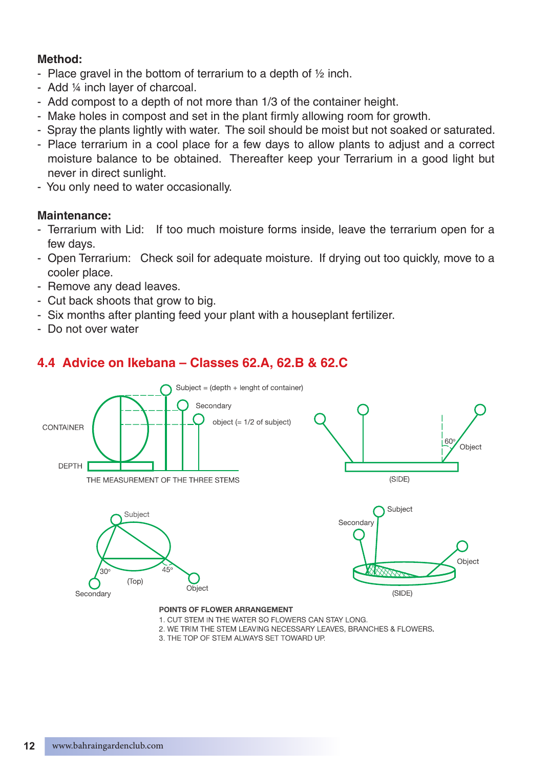**Method:**

- Place gravel in the bottom of terrarium to a depth of ½ inch.
- Add ¼ inch layer of charcoal.
- Add compost to a depth of not more than 1/3 of the container height.
- Make holes in compost and set in the plant firmly allowing room for growth.
- Spray the plants lightly with water. The soil should be moist but not soaked or saturated.
- Place terrarium in a cool place for a few days to allow plants to adjust and a correct moisture balance to be obtained. Thereafter keep your Terrarium in a good light but never in direct sunlight.
- You only need to water occasionally.

**Maintenance:**

- Terrarium with Lid: If too much moisture forms inside, leave the terrarium open for a few days.
- Open Terrarium: Check soil for adequate moisture. If drying out too quickly, move to a cooler place.
- Remove any dead leaves.
- Cut back shoots that grow to big.
- Six months after planting feed your plant with a houseplant fertilizer.
- Do not over water

## 4.4 Advice on Ikebana – Classes 62.A, 62.B & 62.C

Subject = (depth + lenght of container)
Secondary
object (= 1/2 of subject)
CONTAINER
DEPTH
THE MEASUREMENT OF THE THREE STEMS

60° Object
(SIDE)

Subject
30° 45°
(Top)
Secondary Object

Subject
Secondary
Object
(SIDE)

POINTS OF FLOWER ARRANGEMENT

1. CUT STEM IN THE WATER SO FLOWERS CAN STAY LONG.
2. WE TRIM THE STEM LEAVING NECESSARY LEAVES, BRANCHES & FLOWERS.
3. THE TOP OF STEM ALWAYS SET TOWARD UP.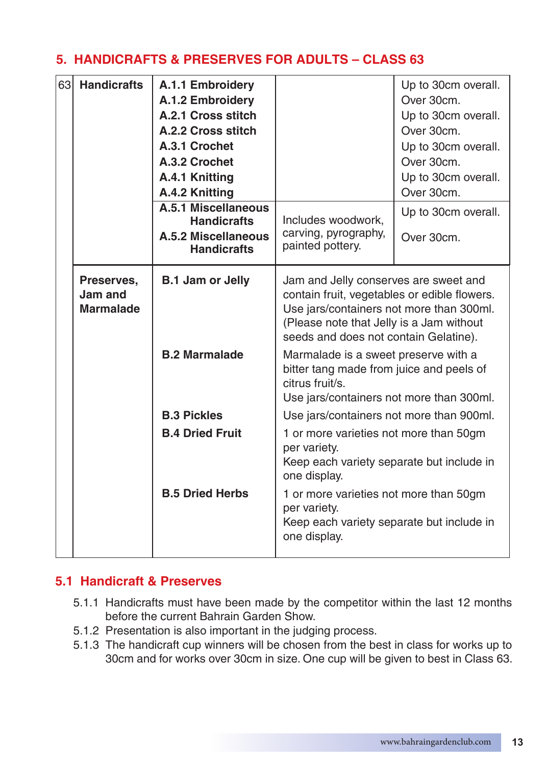## 5. HANDICRAFTS & PRESERVES FOR ADULTS – CLASS 63

| | | | | |
|---|---|---|---|---|
| 63 | **Handicrafts** | **A.1.1 Embroidery** | | Up to 30cm overall. |
| | | **A.1.2 Embroidery** | | Over 30cm. |
| | | **A.2.1 Cross stitch** | | Up to 30cm overall. |
| | | **A.2.2 Cross stitch** | | Over 30cm. |
| | | **A.3.1 Crochet** | | Up to 30cm overall. |
| | | **A.3.2 Crochet** | | Over 30cm. |
| | | **A.4.1 Knitting** | | Up to 30cm overall. |
| | | **A.4.2 Knitting** | | Over 30cm. |
| | | **A.5.1 Miscellaneous Handicrafts** | Includes woodwork, carving, pyrography, painted pottery. | Up to 30cm overall. |
| | | **A.5.2 Miscellaneous Handicrafts** | | Over 30cm. |
| | **Preserves, Jam and Marmalade** | **B.1 Jam or Jelly** | Jam and Jelly conserves are sweet and contain fruit, vegetables or edible flowers. Use jars/containers not more than 300ml. (Please note that Jelly is a Jam without seeds and does not contain Gelatine). | |
| | | **B.2 Marmalade** | Marmalade is a sweet preserve with a bitter tang made from juice and peels of citrus fruit/s. Use jars/containers not more than 300ml. | |
| | | **B.3 Pickles** | Use jars/containers not more than 900ml. | |
| | | **B.4 Dried Fruit** | 1 or more varieties not more than 50gm per variety. Keep each variety separate but include in one display. | |
| | | **B.5 Dried Herbs** | 1 or more varieties not more than 50gm per variety. Keep each variety separate but include in one display. | |

### 5.1 Handicraft & Preserves

5.1.1 Handicrafts must have been made by the competitor within the last 12 months before the current Bahrain Garden Show.

5.1.2 Presentation is also important in the judging process.

5.1.3 The handicraft cup winners will be chosen from the best in class for works up to 30cm and for works over 30cm in size. One cup will be given to best in Class 63.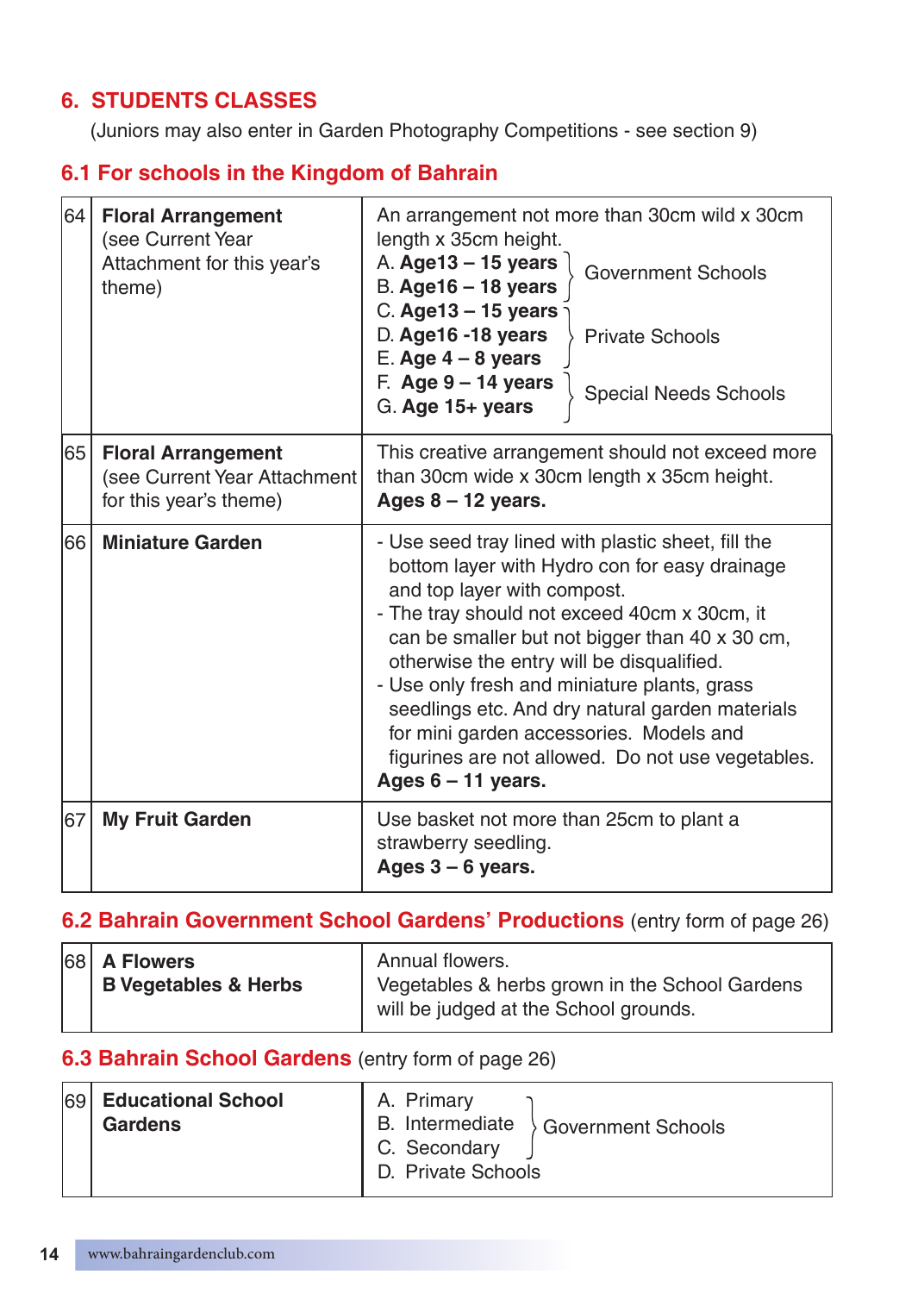## 6. STUDENTS CLASSES

(Juniors may also enter in Garden Photography Competitions - see section 9)

### 6.1 For schools in the Kingdom of Bahrain

| | | |
|---|---|---|
| 64 | **Floral Arrangement** (see Current Year Attachment for this year's theme) | An arrangement not more than 30cm wild x 30cm length x 35cm height.<br>A. **Age13 – 15 years** } Government Schools<br>B. **Age16 – 18 years** }<br>C. **Age13 – 15 years** } Private Schools<br>D. **Age16 -18 years** }<br>E. **Age 4 – 8 years** }<br>F. **Age 9 – 14 years** } Special Needs Schools<br>G. **Age 15+ years** } |
| 65 | **Floral Arrangement** (see Current Year Attachment for this year's theme) | This creative arrangement should not exceed more than 30cm wide x 30cm length x 35cm height.<br>**Ages 8 – 12 years.** |
| 66 | **Miniature Garden** | - Use seed tray lined with plastic sheet, fill the bottom layer with Hydro con for easy drainage and top layer with compost.<br>- The tray should not exceed 40cm x 30cm, it can be smaller but not bigger than 40 x 30 cm, otherwise the entry will be disqualified.<br>- Use only fresh and miniature plants, grass seedlings etc. And dry natural garden materials for mini garden accessories. Models and figurines are not allowed. Do not use vegetables.<br>**Ages 6 – 11 years.** |
| 67 | **My Fruit Garden** | Use basket not more than 25cm to plant a strawberry seedling.<br>**Ages 3 – 6 years.** |

### 6.2 Bahrain Government School Gardens' Productions (entry form of page 26)

| | | |
|---|---|---|
| 68 | **A Flowers**<br>**B Vegetables & Herbs** | Annual flowers.<br>Vegetables & herbs grown in the School Gardens will be judged at the School grounds. |

### 6.3 Bahrain School Gardens (entry form of page 26)

| | | |
|---|---|---|
| 69 | **Educational School Gardens** | A. Primary } Government Schools<br>B. Intermediate }<br>C. Secondary }<br>D. Private Schools |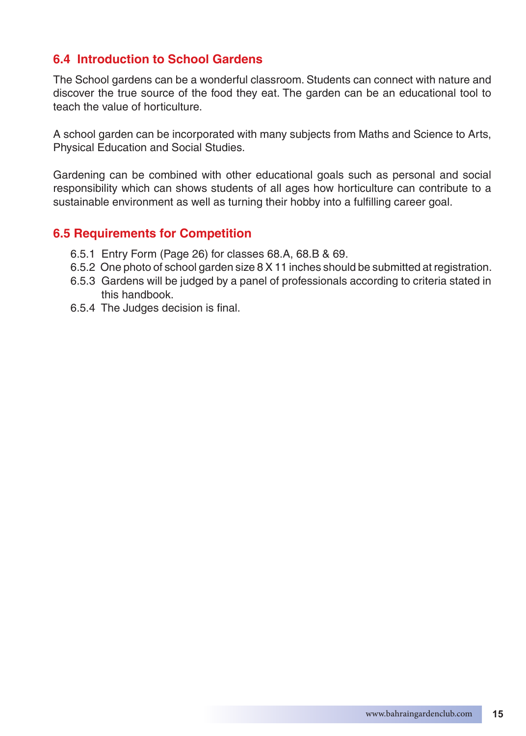## 6.4 Introduction to School Gardens

The School gardens can be a wonderful classroom. Students can connect with nature and discover the true source of the food they eat. The garden can be an educational tool to teach the value of horticulture.

A school garden can be incorporated with many subjects from Maths and Science to Arts, Physical Education and Social Studies.

Gardening can be combined with other educational goals such as personal and social responsibility which can shows students of all ages how horticulture can contribute to a sustainable environment as well as turning their hobby into a fulfilling career goal.

## 6.5 Requirements for Competition

6.5.1 Entry Form (Page 26) for classes 68.A, 68.B & 69.
6.5.2 One photo of school garden size 8 X 11 inches should be submitted at registration.
6.5.3 Gardens will be judged by a panel of professionals according to criteria stated in this handbook.
6.5.4 The Judges decision is final.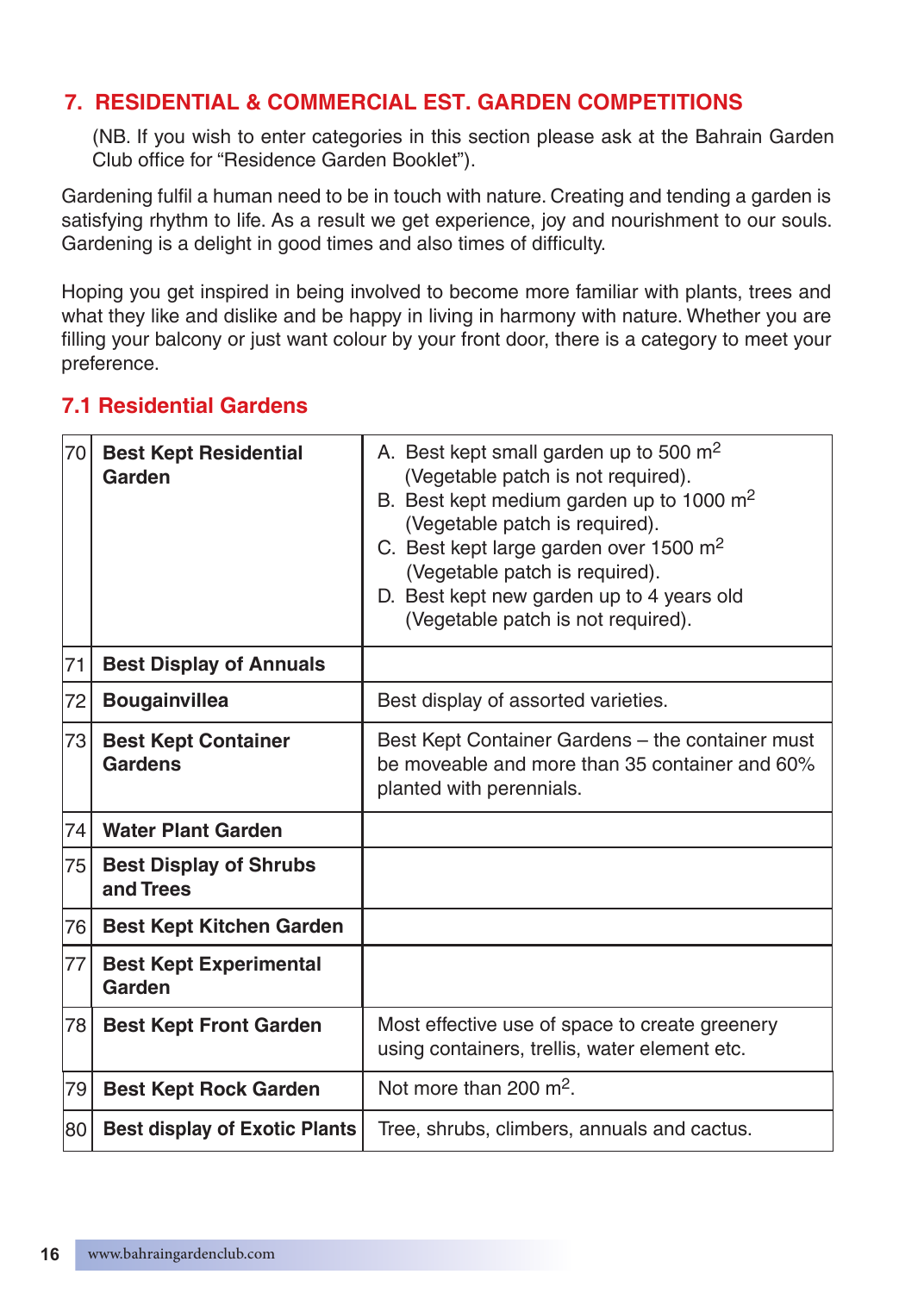## 7. RESIDENTIAL & COMMERCIAL EST. GARDEN COMPETITIONS

(NB. If you wish to enter categories in this section please ask at the Bahrain Garden Club office for "Residence Garden Booklet").

Gardening fulfil a human need to be in touch with nature. Creating and tending a garden is satisfying rhythm to life. As a result we get experience, joy and nourishment to our souls. Gardening is a delight in good times and also times of difficulty.

Hoping you get inspired in being involved to become more familiar with plants, trees and what they like and dislike and be happy in living in harmony with nature. Whether you are filling your balcony or just want colour by your front door, there is a category to meet your preference.

### 7.1 Residential Gardens

| | | |
|---|---|---|
| 70 | **Best Kept Residential Garden** | A. Best kept small garden up to 500 $m^2$ (Vegetable patch is not required).<br>B. Best kept medium garden up to 1000 $m^2$ (Vegetable patch is required).<br>C. Best kept large garden over 1500 $m^2$ (Vegetable patch is required).<br>D. Best kept new garden up to 4 years old (Vegetable patch is not required). |
| 71 | **Best Display of Annuals** | |
| 72 | **Bougainvillea** | Best display of assorted varieties. |
| 73 | **Best Kept Container Gardens** | Best Kept Container Gardens – the container must be moveable and more than 35 container and 60% planted with perennials. |
| 74 | **Water Plant Garden** | |
| 75 | **Best Display of Shrubs and Trees** | |
| 76 | **Best Kept Kitchen Garden** | |
| 77 | **Best Kept Experimental Garden** | |
| 78 | **Best Kept Front Garden** | Most effective use of space to create greenery using containers, trellis, water element etc. |
| 79 | **Best Kept Rock Garden** | Not more than 200 $m^2$. |
| 80 | **Best display of Exotic Plants** | Tree, shrubs, climbers, annuals and cactus. |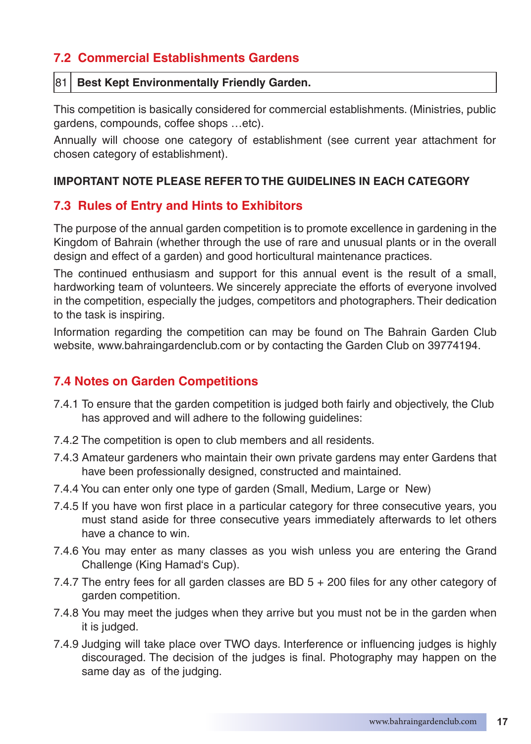## 7.2 Commercial Establishments Gardens

| 81 | Best Kept Environmentally Friendly Garden. |
|---|---|

This competition is basically considered for commercial establishments. (Ministries, public gardens, compounds, coffee shops …etc).

Annually will choose one category of establishment (see current year attachment for chosen category of establishment).

**IMPORTANT NOTE PLEASE REFER TO THE GUIDELINES IN EACH CATEGORY**

## 7.3 Rules of Entry and Hints to Exhibitors

The purpose of the annual garden competition is to promote excellence in gardening in the Kingdom of Bahrain (whether through the use of rare and unusual plants or in the overall design and effect of a garden) and good horticultural maintenance practices.

The continued enthusiasm and support for this annual event is the result of a small, hardworking team of volunteers. We sincerely appreciate the efforts of everyone involved in the competition, especially the judges, competitors and photographers. Their dedication to the task is inspiring.

Information regarding the competition can may be found on The Bahrain Garden Club website, www.bahraingardenclub.com or by contacting the Garden Club on 39774194.

## 7.4 Notes on Garden Competitions

7.4.1 To ensure that the garden competition is judged both fairly and objectively, the Club has approved and will adhere to the following guidelines:

7.4.2 The competition is open to club members and all residents.

7.4.3 Amateur gardeners who maintain their own private gardens may enter Gardens that have been professionally designed, constructed and maintained.

7.4.4 You can enter only one type of garden (Small, Medium, Large or New)

7.4.5 If you have won first place in a particular category for three consecutive years, you must stand aside for three consecutive years immediately afterwards to let others have a chance to win.

7.4.6 You may enter as many classes as you wish unless you are entering the Grand Challenge (King Hamad's Cup).

7.4.7 The entry fees for all garden classes are BD 5 + 200 files for any other category of garden competition.

7.4.8 You may meet the judges when they arrive but you must not be in the garden when it is judged.

7.4.9 Judging will take place over TWO days. Interference or influencing judges is highly discouraged. The decision of the judges is final. Photography may happen on the same day as of the judging.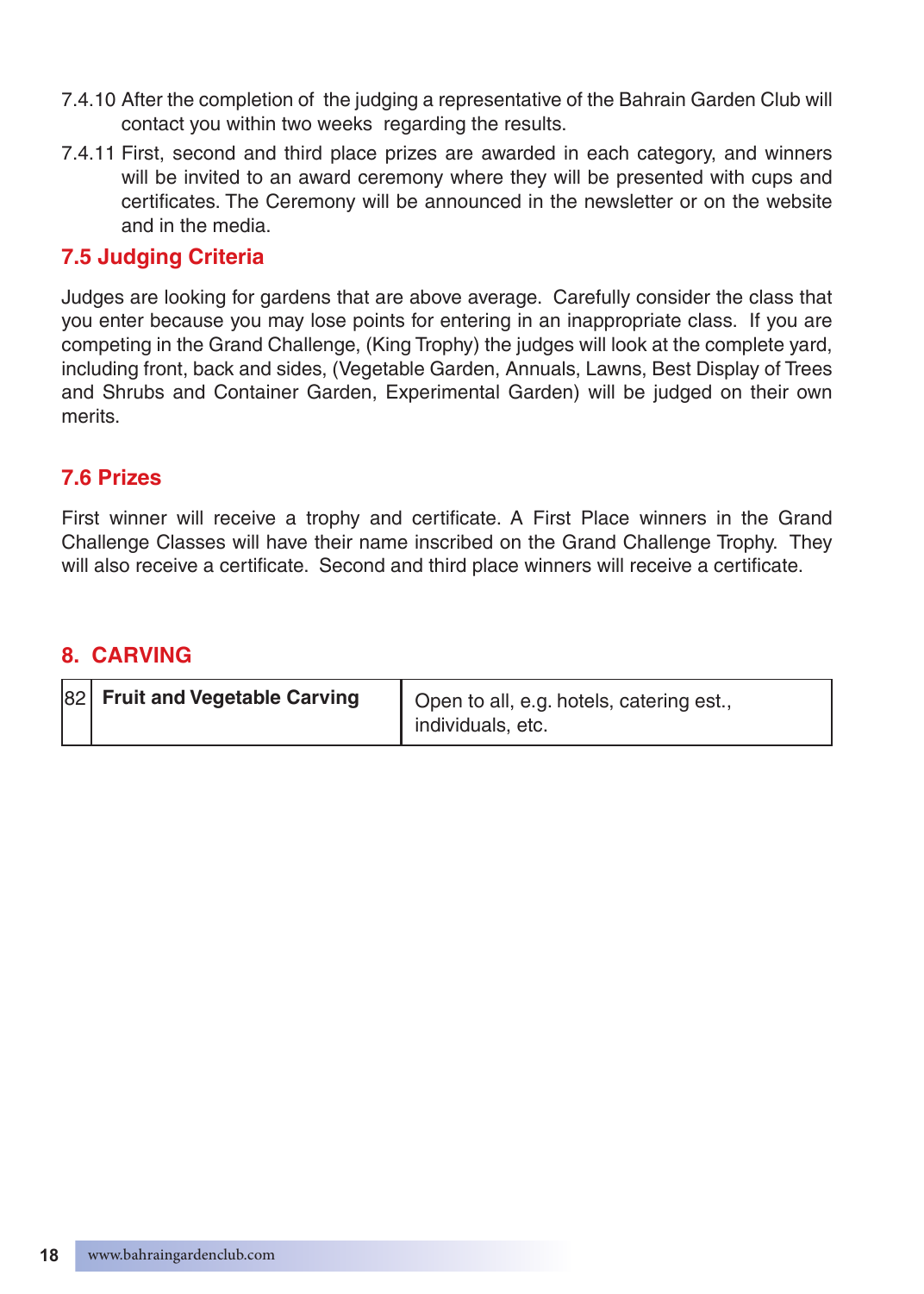7.4.10 After the completion of the judging a representative of the Bahrain Garden Club will contact you within two weeks regarding the results.

7.4.11 First, second and third place prizes are awarded in each category, and winners will be invited to an award ceremony where they will be presented with cups and certificates. The Ceremony will be announced in the newsletter or on the website and in the media.

## 7.5 Judging Criteria

Judges are looking for gardens that are above average. Carefully consider the class that you enter because you may lose points for entering in an inappropriate class. If you are competing in the Grand Challenge, (King Trophy) the judges will look at the complete yard, including front, back and sides, (Vegetable Garden, Annuals, Lawns, Best Display of Trees and Shrubs and Container Garden, Experimental Garden) will be judged on their own merits.

## 7.6 Prizes

First winner will receive a trophy and certificate. A First Place winners in the Grand Challenge Classes will have their name inscribed on the Grand Challenge Trophy. They will also receive a certificate. Second and third place winners will receive a certificate.

# 8. CARVING

| | | |
|---|---|---|
| 82 | **Fruit and Vegetable Carving** | Open to all, e.g. hotels, catering est., individuals, etc. |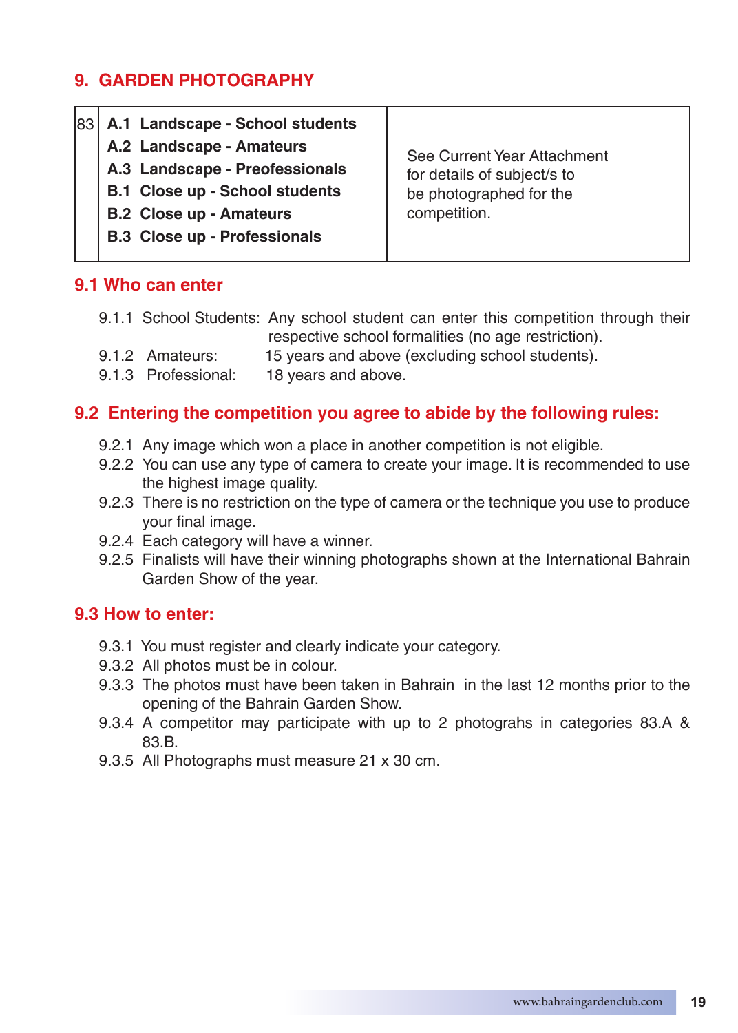## 9. GARDEN PHOTOGRAPHY

| | | |
|---|---|---|
| 83 | **A.1 Landscape - School students**<br>**A.2 Landscape - Amateurs**<br>**A.3 Landscape - Preofessionals**<br>**B.1 Close up - School students**<br>**B.2 Close up - Amateurs**<br>**B.3 Close up - Professionals** | See Current Year Attachment for details of subject/s to be photographed for the competition. |

### 9.1 Who can enter

9.1.1 School Students: Any school student can enter this competition through their respective school formalities (no age restriction).
9.1.2 Amateurs: 15 years and above (excluding school students).
9.1.3 Professional: 18 years and above.

### 9.2 Entering the competition you agree to abide by the following rules:

9.2.1 Any image which won a place in another competition is not eligible.
9.2.2 You can use any type of camera to create your image. It is recommended to use the highest image quality.
9.2.3 There is no restriction on the type of camera or the technique you use to produce your final image.
9.2.4 Each category will have a winner.
9.2.5 Finalists will have their winning photographs shown at the International Bahrain Garden Show of the year.

### 9.3 How to enter:

9.3.1 You must register and clearly indicate your category.
9.3.2 All photos must be in colour.
9.3.3 The photos must have been taken in Bahrain in the last 12 months prior to the opening of the Bahrain Garden Show.
9.3.4 A competitor may participate with up to 2 photograhs in categories 83.A & 83.B.
9.3.5 All Photographs must measure 21 x 30 cm.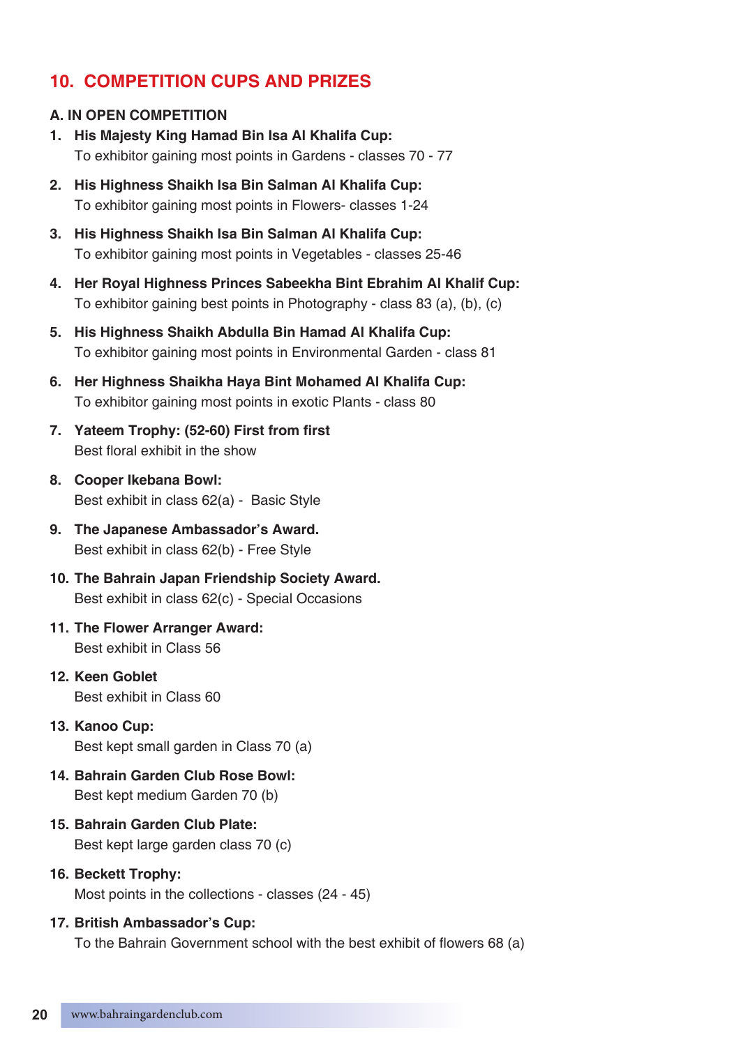## 10. COMPETITION CUPS AND PRIZES

### A. IN OPEN COMPETITION

1. **His Majesty King Hamad Bin Isa Al Khalifa Cup:**
   To exhibitor gaining most points in Gardens - classes 70 - 77

2. **His Highness Shaikh Isa Bin Salman Al Khalifa Cup:**
   To exhibitor gaining most points in Flowers- classes 1-24

3. **His Highness Shaikh Isa Bin Salman Al Khalifa Cup:**
   To exhibitor gaining most points in Vegetables - classes 25-46

4. **Her Royal Highness Princes Sabeekha Bint Ebrahim Al Khalif Cup:**
   To exhibitor gaining best points in Photography - class 83 (a), (b), (c)

5. **His Highness Shaikh Abdulla Bin Hamad Al Khalifa Cup:**
   To exhibitor gaining most points in Environmental Garden - class 81

6. **Her Highness Shaikha Haya Bint Mohamed Al Khalifa Cup:**
   To exhibitor gaining most points in exotic Plants - class 80

7. **Yateem Trophy: (52-60) First from first**
   Best floral exhibit in the show

8. **Cooper Ikebana Bowl:**
   Best exhibit in class 62(a) - Basic Style

9. **The Japanese Ambassador's Award.**
   Best exhibit in class 62(b) - Free Style

10. **The Bahrain Japan Friendship Society Award.**
    Best exhibit in class 62(c) - Special Occasions

11. **The Flower Arranger Award:**
    Best exhibit in Class 56

12. **Keen Goblet**
    Best exhibit in Class 60

13. **Kanoo Cup:**
    Best kept small garden in Class 70 (a)

14. **Bahrain Garden Club Rose Bowl:**
    Best kept medium Garden 70 (b)

15. **Bahrain Garden Club Plate:**
    Best kept large garden class 70 (c)

16. **Beckett Trophy:**
    Most points in the collections - classes (24 - 45)

17. **British Ambassador's Cup:**
    To the Bahrain Government school with the best exhibit of flowers 68 (a)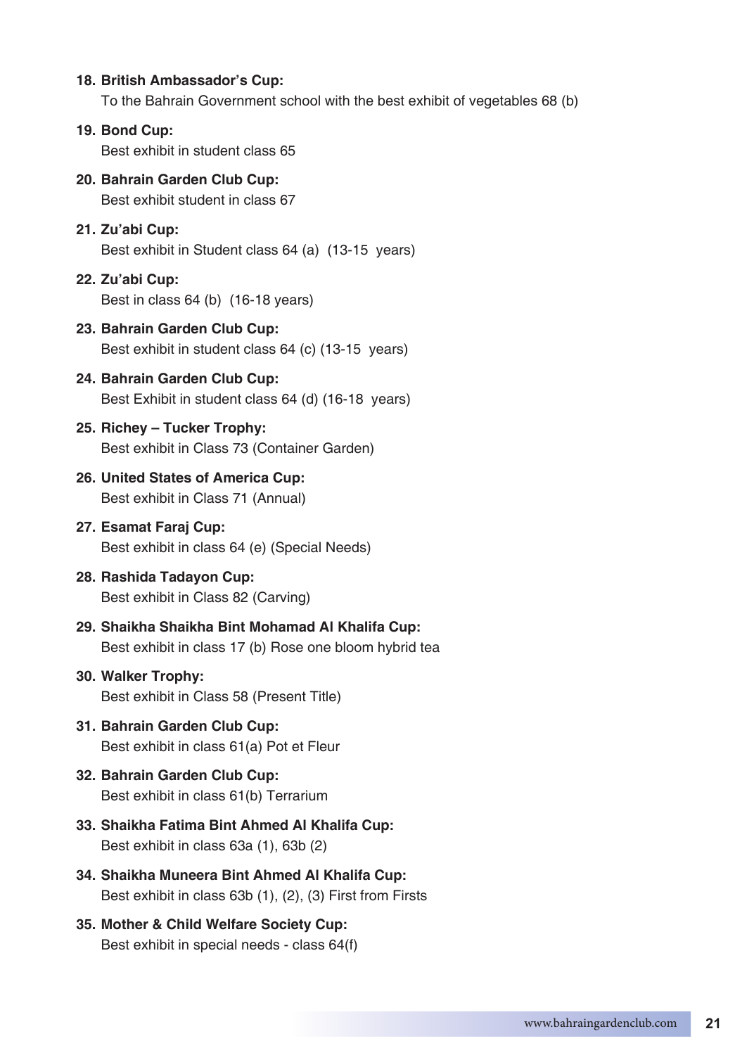18. **British Ambassador's Cup:**
    To the Bahrain Government school with the best exhibit of vegetables 68 (b)

19. **Bond Cup:**
    Best exhibit in student class 65

20. **Bahrain Garden Club Cup:**
    Best exhibit student in class 67

21. **Zu'abi Cup:**
    Best exhibit in Student class 64 (a) (13-15 years)

22. **Zu'abi Cup:**
    Best in class 64 (b) (16-18 years)

23. **Bahrain Garden Club Cup:**
    Best exhibit in student class 64 (c) (13-15 years)

24. **Bahrain Garden Club Cup:**
    Best Exhibit in student class 64 (d) (16-18 years)

25. **Richey – Tucker Trophy:**
    Best exhibit in Class 73 (Container Garden)

26. **United States of America Cup:**
    Best exhibit in Class 71 (Annual)

27. **Esamat Faraj Cup:**
    Best exhibit in class 64 (e) (Special Needs)

28. **Rashida Tadayon Cup:**
    Best exhibit in Class 82 (Carving)

29. **Shaikha Shaikha Bint Mohamad Al Khalifa Cup:**
    Best exhibit in class 17 (b) Rose one bloom hybrid tea

30. **Walker Trophy:**
    Best exhibit in Class 58 (Present Title)

31. **Bahrain Garden Club Cup:**
    Best exhibit in class 61(a) Pot et Fleur

32. **Bahrain Garden Club Cup:**
    Best exhibit in class 61(b) Terrarium

33. **Shaikha Fatima Bint Ahmed Al Khalifa Cup:**
    Best exhibit in class 63a (1), 63b (2)

34. **Shaikha Muneera Bint Ahmed Al Khalifa Cup:**
    Best exhibit in class 63b (1), (2), (3) First from Firsts

35. **Mother & Child Welfare Society Cup:**
    Best exhibit in special needs - class 64(f)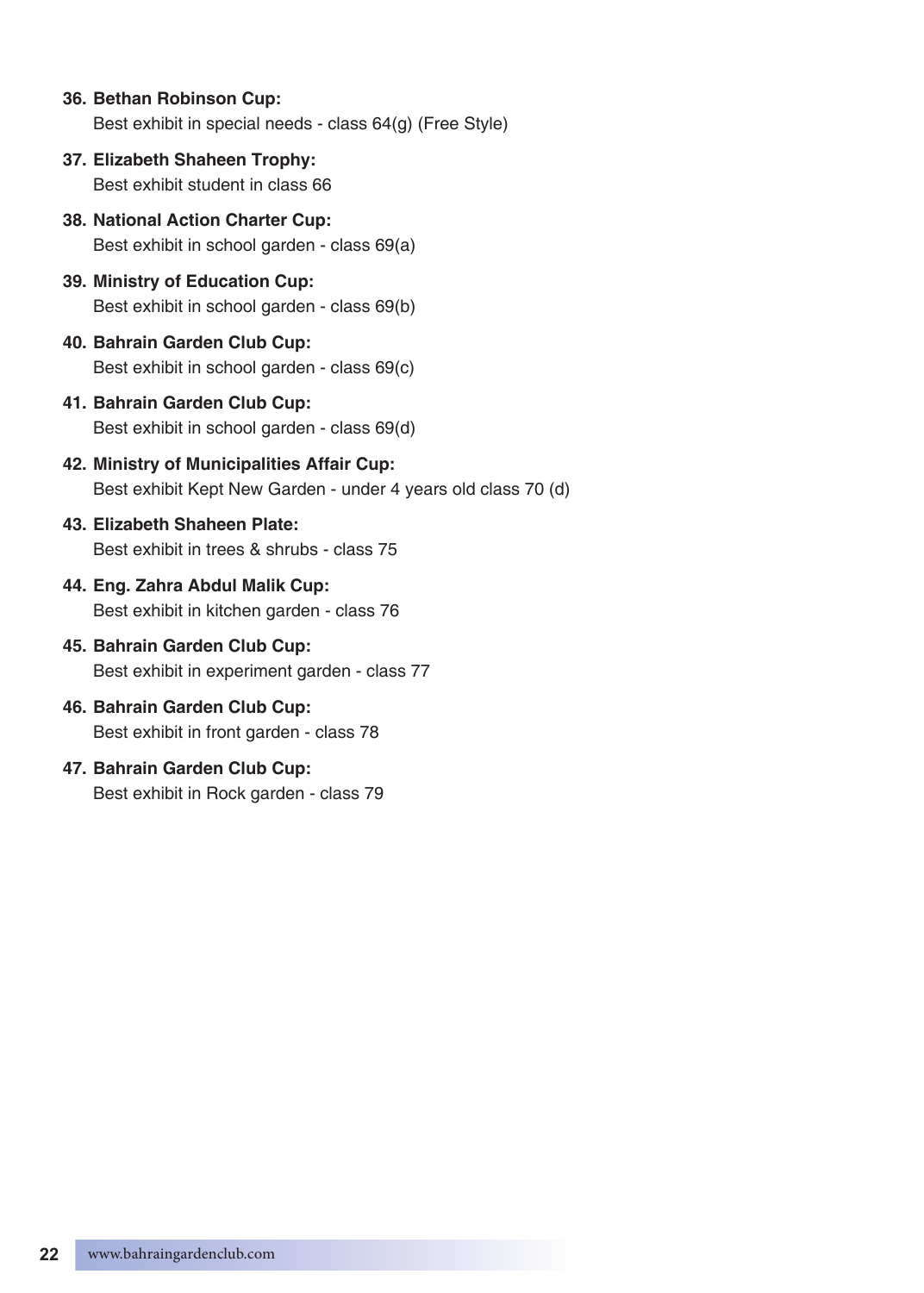36. **Bethan Robinson Cup:**
    Best exhibit in special needs - class 64(g) (Free Style)
37. **Elizabeth Shaheen Trophy:**
    Best exhibit student in class 66
38. **National Action Charter Cup:**
    Best exhibit in school garden - class 69(a)
39. **Ministry of Education Cup:**
    Best exhibit in school garden - class 69(b)
40. **Bahrain Garden Club Cup:**
    Best exhibit in school garden - class 69(c)
41. **Bahrain Garden Club Cup:**
    Best exhibit in school garden - class 69(d)
42. **Ministry of Municipalities Affair Cup:**
    Best exhibit Kept New Garden - under 4 years old class 70 (d)
43. **Elizabeth Shaheen Plate:**
    Best exhibit in trees & shrubs - class 75
44. **Eng. Zahra Abdul Malik Cup:**
    Best exhibit in kitchen garden - class 76
45. **Bahrain Garden Club Cup:**
    Best exhibit in experiment garden - class 77
46. **Bahrain Garden Club Cup:**
    Best exhibit in front garden - class 78
47. **Bahrain Garden Club Cup:**
    Best exhibit in Rock garden - class 79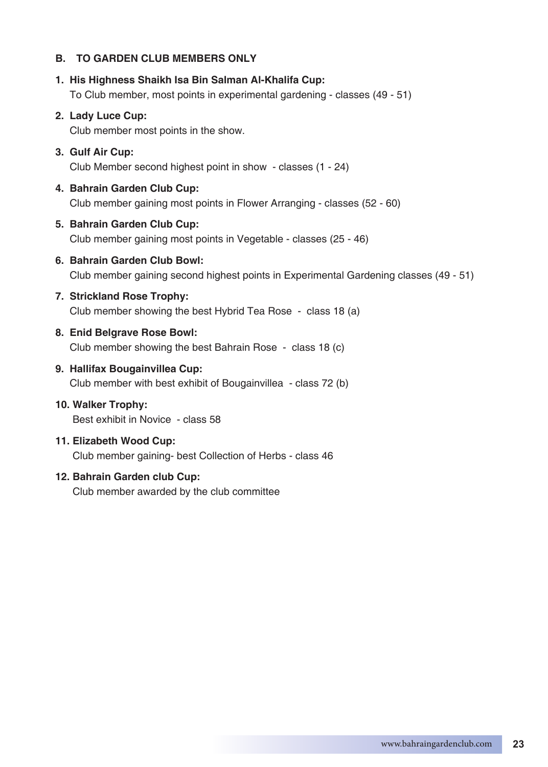**B. TO GARDEN CLUB MEMBERS ONLY**

1. **His Highness Shaikh Isa Bin Salman Al-Khalifa Cup:**
   To Club member, most points in experimental gardening - classes (49 - 51)

2. **Lady Luce Cup:**
   Club member most points in the show.

3. **Gulf Air Cup:**
   Club Member second highest point in show - classes (1 - 24)

4. **Bahrain Garden Club Cup:**
   Club member gaining most points in Flower Arranging - classes (52 - 60)

5. **Bahrain Garden Club Cup:**
   Club member gaining most points in Vegetable - classes (25 - 46)

6. **Bahrain Garden Club Bowl:**
   Club member gaining second highest points in Experimental Gardening classes (49 - 51)

7. **Strickland Rose Trophy:**
   Club member showing the best Hybrid Tea Rose - class 18 (a)

8. **Enid Belgrave Rose Bowl:**
   Club member showing the best Bahrain Rose - class 18 (c)

9. **Hallifax Bougainvillea Cup:**
   Club member with best exhibit of Bougainvillea - class 72 (b)

10. **Walker Trophy:**
    Best exhibit in Novice - class 58

11. **Elizabeth Wood Cup:**
    Club member gaining- best Collection of Herbs - class 46

12. **Bahrain Garden club Cup:**
    Club member awarded by the club committee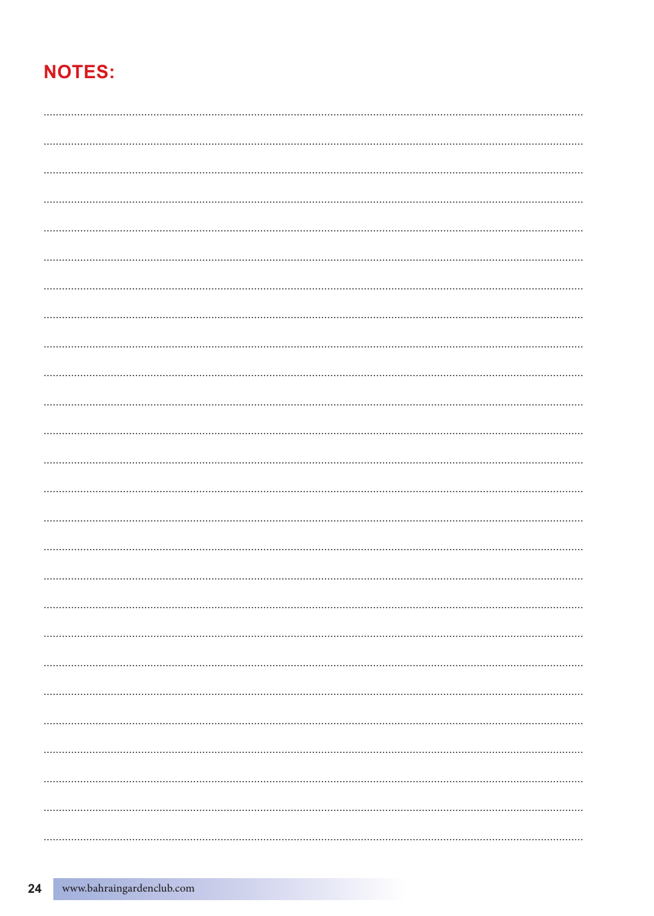## NOTES: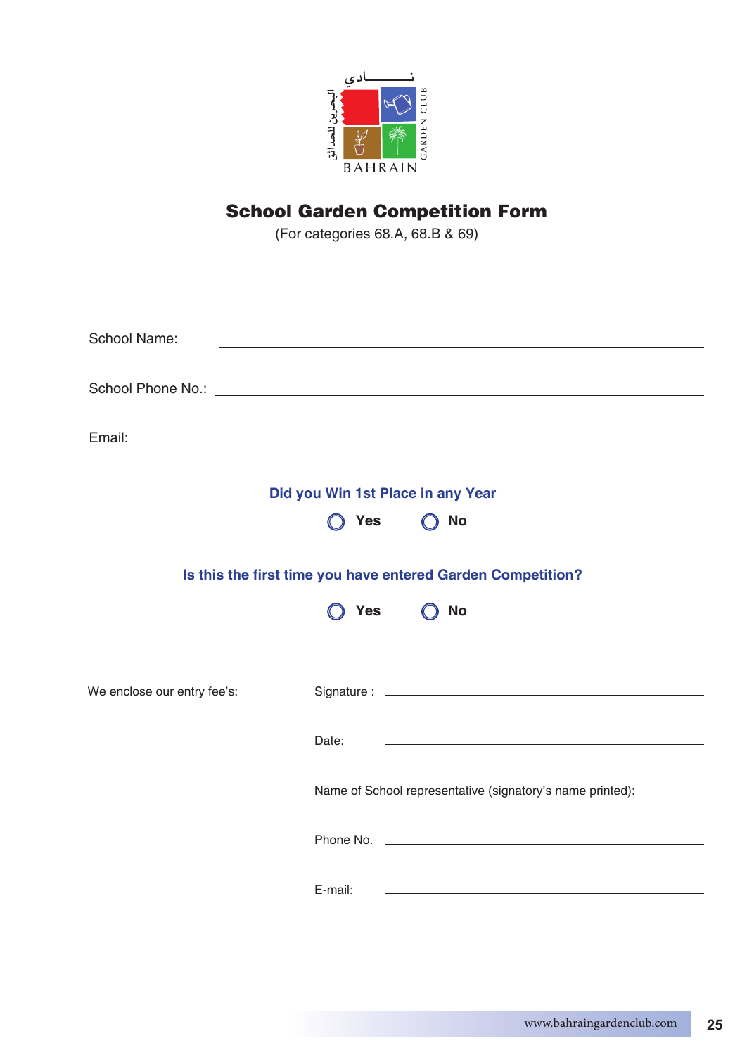# School Garden Competition Form

(For categories 68.A, 68.B & 69)

School Name: ______________________________

School Phone No.: ______________________________

Email: ______________________________

**Did you Win 1st Place in any Year**

○ **Yes** ○ **No**

**Is this the first time you have entered Garden Competition?**

○ **Yes** ○ **No**

We enclose our entry fee's:

Signature : ______________________________

Date: ______________________________

______________________________

Name of School representative (signatory's name printed):

Phone No. ______________________________

E-mail: ______________________________

www.bahraingardenclub.com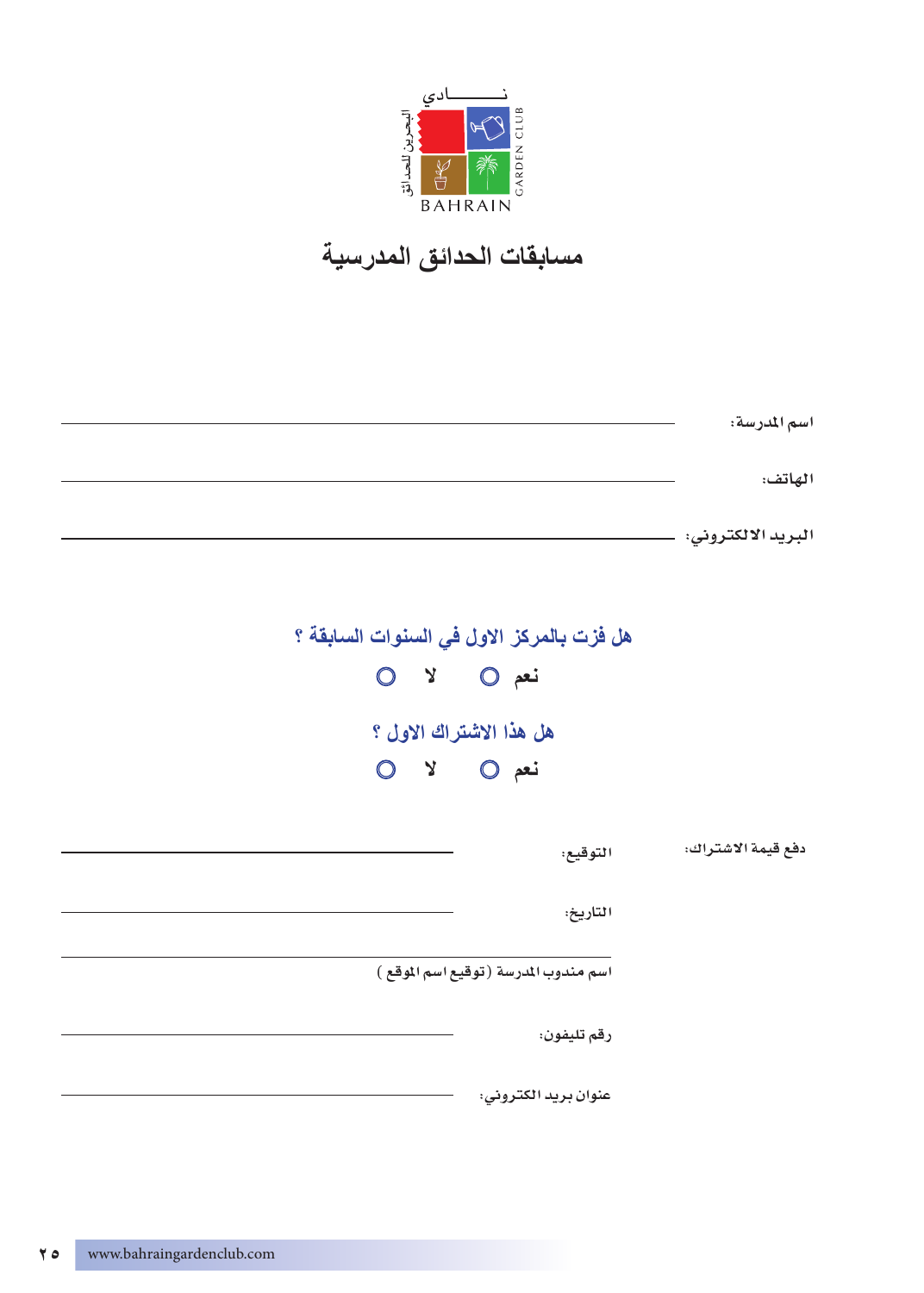نـــــــادي البحرين للحدائق
BAHRAIN GARDEN CLUB

# مسابقات الحدائق المدرسية

اسم المدرسة: ________________________________

الهاتف: ________________________________

البريد الالكتروني: ________________________________

**هل فزت بالمركز الاول في السنوات السابقة ؟**

نعم ○ لا ○

**هل هذا الاشتراك الاول ؟**

نعم ○ لا ○

دفع قيمة الاشتراك:

التوقيع: ________________________________

التاريخ: ________________________________

________________________________
اسم مندوب المدرسة (توقيع اسم الموقع)

رقم تليفون: ________________________________

عنوان بريد الكتروني: ________________________________

www.bahraingardenclub.com